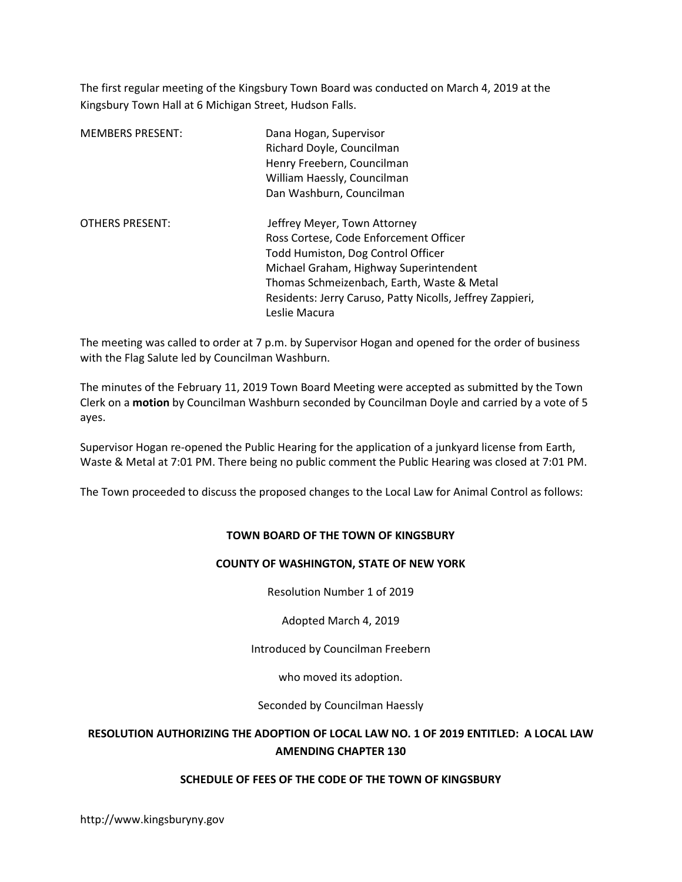The first regular meeting of the Kingsbury Town Board was conducted on March 4, 2019 at the Kingsbury Town Hall at 6 Michigan Street, Hudson Falls.

| | |
|---|---|
| MEMBERS PRESENT: | Dana Hogan, Supervisor<br>Richard Doyle, Councilman<br>Henry Freebern, Councilman<br>William Haessly, Councilman<br>Dan Washburn, Councilman |
| OTHERS PRESENT: | Jeffrey Meyer, Town Attorney<br>Ross Cortese, Code Enforcement Officer<br>Todd Humiston, Dog Control Officer<br>Michael Graham, Highway Superintendent<br>Thomas Schmeizenbach, Earth, Waste & Metal<br>Residents: Jerry Caruso, Patty Nicolls, Jeffrey Zappieri, Leslie Macura |

The meeting was called to order at 7 p.m. by Supervisor Hogan and opened for the order of business with the Flag Salute led by Councilman Washburn.

The minutes of the February 11, 2019 Town Board Meeting were accepted as submitted by the Town Clerk on a **motion** by Councilman Washburn seconded by Councilman Doyle and carried by a vote of 5 ayes.

Supervisor Hogan re-opened the Public Hearing for the application of a junkyard license from Earth, Waste & Metal at 7:01 PM. There being no public comment the Public Hearing was closed at 7:01 PM.

The Town proceeded to discuss the proposed changes to the Local Law for Animal Control as follows:

**TOWN BOARD OF THE TOWN OF KINGSBURY**

**COUNTY OF WASHINGTON, STATE OF NEW YORK**

Resolution Number 1 of 2019

Adopted March 4, 2019

Introduced by Councilman Freebern

who moved its adoption.

Seconded by Councilman Haessly

**RESOLUTION AUTHORIZING THE ADOPTION OF LOCAL LAW NO. 1 OF 2019 ENTITLED: A LOCAL LAW AMENDING CHAPTER 130**

**SCHEDULE OF FEES OF THE CODE OF THE TOWN OF KINGSBURY**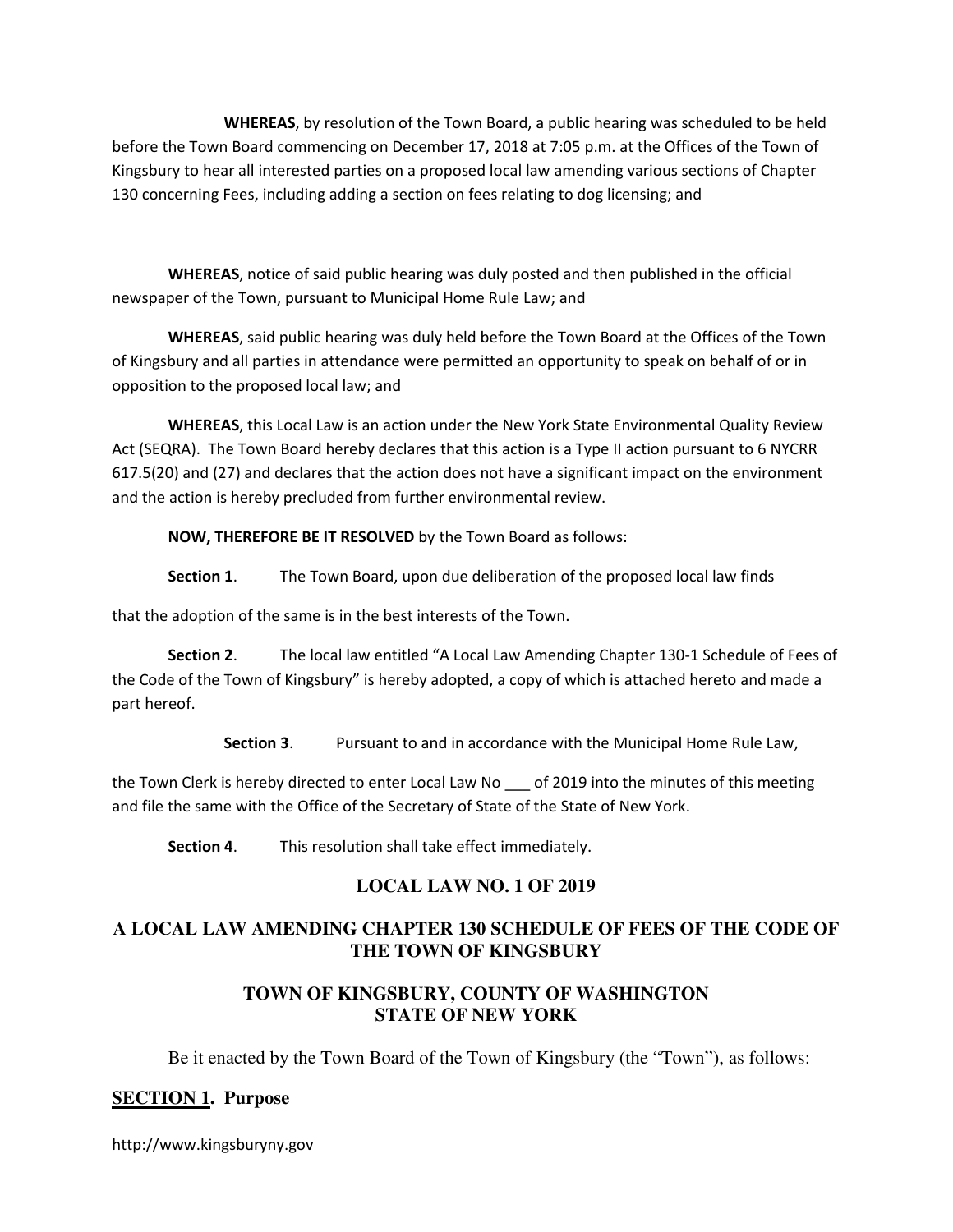**WHEREAS**, by resolution of the Town Board, a public hearing was scheduled to be held before the Town Board commencing on December 17, 2018 at 7:05 p.m. at the Offices of the Town of Kingsbury to hear all interested parties on a proposed local law amending various sections of Chapter 130 concerning Fees, including adding a section on fees relating to dog licensing; and

**WHEREAS**, notice of said public hearing was duly posted and then published in the official newspaper of the Town, pursuant to Municipal Home Rule Law; and

**WHEREAS**, said public hearing was duly held before the Town Board at the Offices of the Town of Kingsbury and all parties in attendance were permitted an opportunity to speak on behalf of or in opposition to the proposed local law; and

**WHEREAS**, this Local Law is an action under the New York State Environmental Quality Review Act (SEQRA). The Town Board hereby declares that this action is a Type II action pursuant to 6 NYCRR 617.5(20) and (27) and declares that the action does not have a significant impact on the environment and the action is hereby precluded from further environmental review.

**NOW, THEREFORE BE IT RESOLVED** by the Town Board as follows:

**Section 1**. The Town Board, upon due deliberation of the proposed local law finds that the adoption of the same is in the best interests of the Town.

**Section 2**. The local law entitled "A Local Law Amending Chapter 130-1 Schedule of Fees of the Code of the Town of Kingsbury" is hereby adopted, a copy of which is attached hereto and made a part hereof.

**Section 3**. Pursuant to and in accordance with the Municipal Home Rule Law, the Town Clerk is hereby directed to enter Local Law No ___ of 2019 into the minutes of this meeting and file the same with the Office of the Secretary of State of the State of New York.

**Section 4**. This resolution shall take effect immediately.

## LOCAL LAW NO. 1 OF 2019

## A LOCAL LAW AMENDING CHAPTER 130 SCHEDULE OF FEES OF THE CODE OF THE TOWN OF KINGSBURY

## TOWN OF KINGSBURY, COUNTY OF WASHINGTON STATE OF NEW YORK

Be it enacted by the Town Board of the Town of Kingsbury (the "Town"), as follows:

### SECTION 1. Purpose

http://www.kingsburyny.gov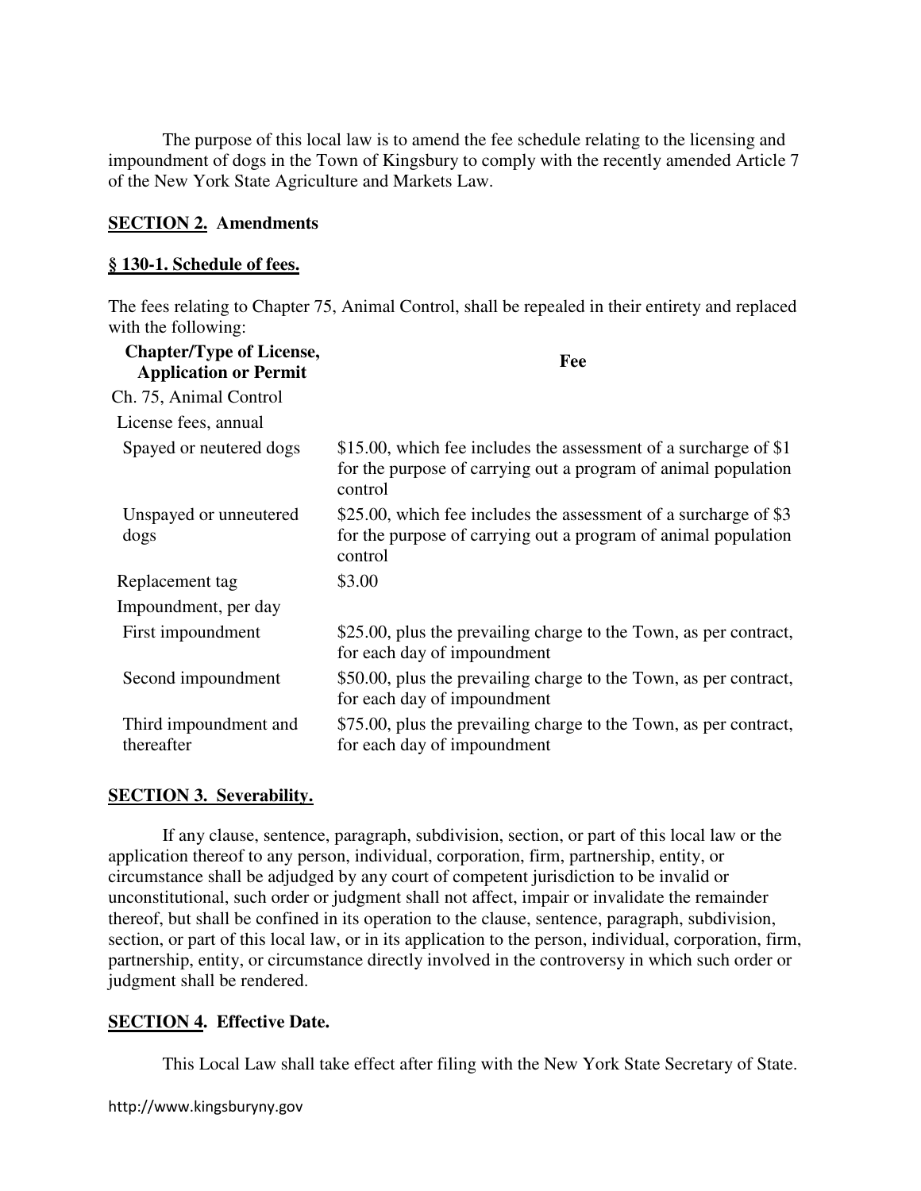The purpose of this local law is to amend the fee schedule relating to the licensing and impoundment of dogs in the Town of Kingsbury to comply with the recently amended Article 7 of the New York State Agriculture and Markets Law.

**SECTION 2. Amendments**

**§ 130-1. Schedule of fees.**

The fees relating to Chapter 75, Animal Control, shall be repealed in their entirety and replaced with the following:

| Chapter/Type of License, Application or Permit | Fee |
|---|---|
| Ch. 75, Animal Control | |
| License fees, annual | |
| Spayed or neutered dogs | $15.00, which fee includes the assessment of a surcharge of $1 for the purpose of carrying out a program of animal population control |
| Unspayed or unneutered dogs | $25.00, which fee includes the assessment of a surcharge of $3 for the purpose of carrying out a program of animal population control |
| Replacement tag | $3.00 |
| Impoundment, per day | |
| First impoundment | $25.00, plus the prevailing charge to the Town, as per contract, for each day of impoundment |
| Second impoundment | $50.00, plus the prevailing charge to the Town, as per contract, for each day of impoundment |
| Third impoundment and thereafter | $75.00, plus the prevailing charge to the Town, as per contract, for each day of impoundment |

**SECTION 3. Severability.**

If any clause, sentence, paragraph, subdivision, section, or part of this local law or the application thereof to any person, individual, corporation, firm, partnership, entity, or circumstance shall be adjudged by any court of competent jurisdiction to be invalid or unconstitutional, such order or judgment shall not affect, impair or invalidate the remainder thereof, but shall be confined in its operation to the clause, sentence, paragraph, subdivision, section, or part of this local law, or in its application to the person, individual, corporation, firm, partnership, entity, or circumstance directly involved in the controversy in which such order or judgment shall be rendered.

**SECTION 4. Effective Date.**

This Local Law shall take effect after filing with the New York State Secretary of State.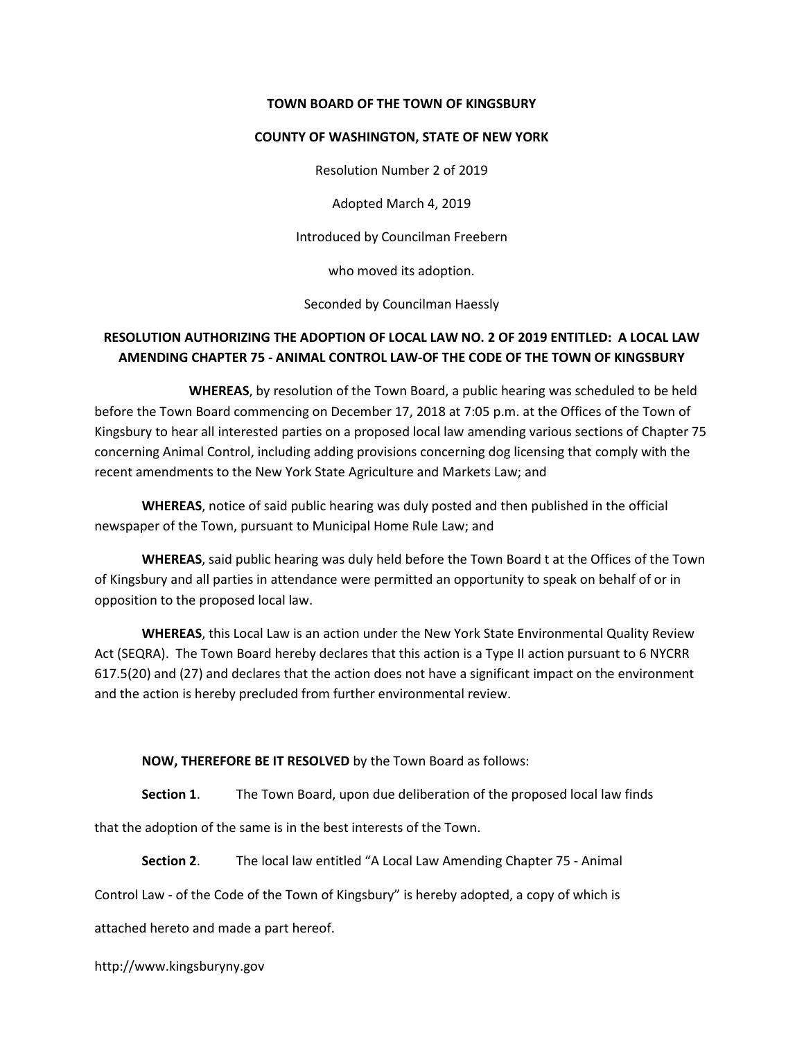**TOWN BOARD OF THE TOWN OF KINGSBURY**

**COUNTY OF WASHINGTON, STATE OF NEW YORK**

Resolution Number 2 of 2019

Adopted March 4, 2019

Introduced by Councilman Freebern

who moved its adoption.

Seconded by Councilman Haessly

**RESOLUTION AUTHORIZING THE ADOPTION OF LOCAL LAW NO. 2 OF 2019 ENTITLED: A LOCAL LAW AMENDING CHAPTER 75 - ANIMAL CONTROL LAW-OF THE CODE OF THE TOWN OF KINGSBURY**

**WHEREAS**, by resolution of the Town Board, a public hearing was scheduled to be held before the Town Board commencing on December 17, 2018 at 7:05 p.m. at the Offices of the Town of Kingsbury to hear all interested parties on a proposed local law amending various sections of Chapter 75 concerning Animal Control, including adding provisions concerning dog licensing that comply with the recent amendments to the New York State Agriculture and Markets Law; and

**WHEREAS**, notice of said public hearing was duly posted and then published in the official newspaper of the Town, pursuant to Municipal Home Rule Law; and

**WHEREAS**, said public hearing was duly held before the Town Board t at the Offices of the Town of Kingsbury and all parties in attendance were permitted an opportunity to speak on behalf of or in opposition to the proposed local law.

**WHEREAS**, this Local Law is an action under the New York State Environmental Quality Review Act (SEQRA). The Town Board hereby declares that this action is a Type II action pursuant to 6 NYCRR 617.5(20) and (27) and declares that the action does not have a significant impact on the environment and the action is hereby precluded from further environmental review.

**NOW, THEREFORE BE IT RESOLVED** by the Town Board as follows:

**Section 1**. The Town Board, upon due deliberation of the proposed local law finds that the adoption of the same is in the best interests of the Town.

**Section 2**. The local law entitled "A Local Law Amending Chapter 75 - Animal Control Law - of the Code of the Town of Kingsbury" is hereby adopted, a copy of which is attached hereto and made a part hereof.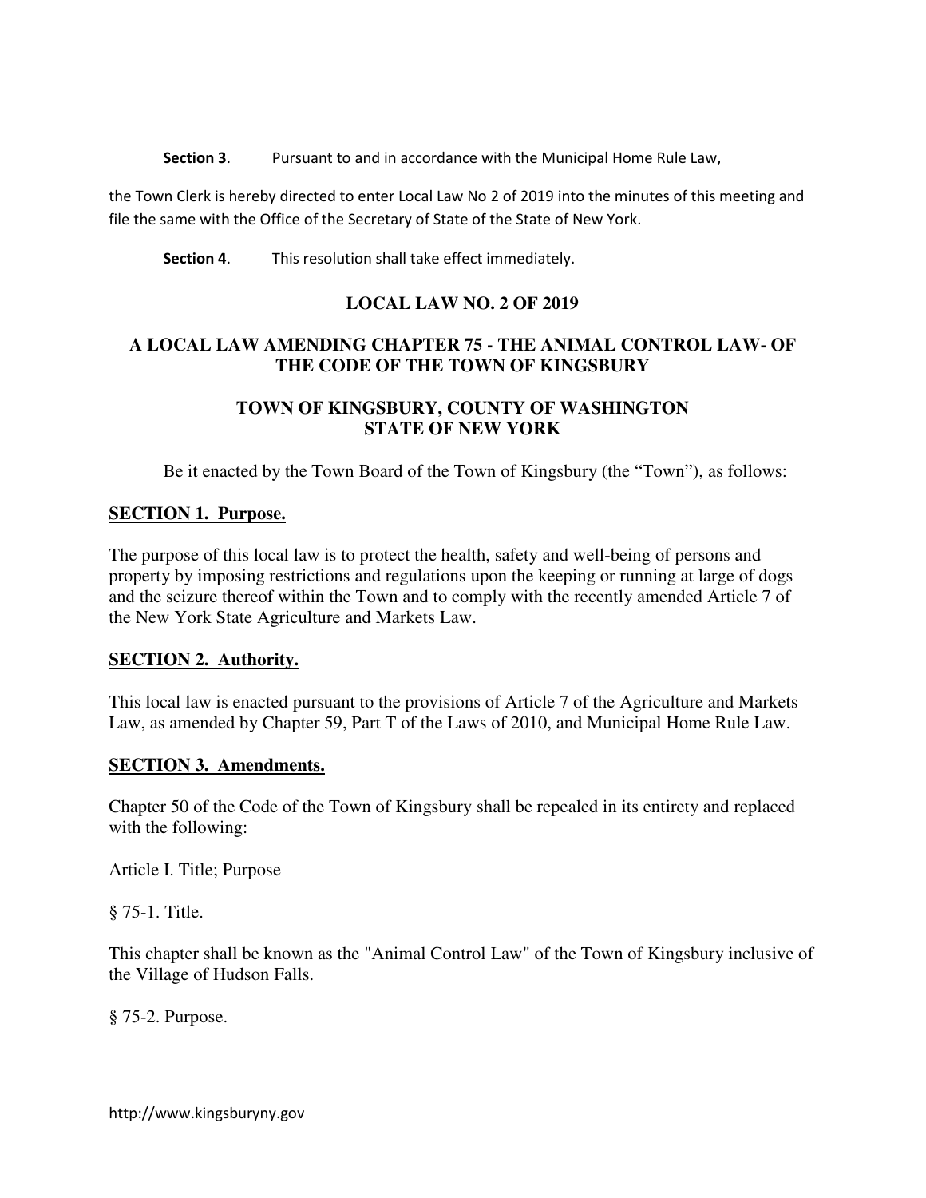**Section 3**. Pursuant to and in accordance with the Municipal Home Rule Law,

the Town Clerk is hereby directed to enter Local Law No 2 of 2019 into the minutes of this meeting and file the same with the Office of the Secretary of State of the State of New York.

**Section 4**. This resolution shall take effect immediately.

## LOCAL LAW NO. 2 OF 2019

## A LOCAL LAW AMENDING CHAPTER 75 - THE ANIMAL CONTROL LAW- OF THE CODE OF THE TOWN OF KINGSBURY

## TOWN OF KINGSBURY, COUNTY OF WASHINGTON STATE OF NEW YORK

Be it enacted by the Town Board of the Town of Kingsbury (the "Town"), as follows:

**SECTION 1. Purpose.**

The purpose of this local law is to protect the health, safety and well-being of persons and property by imposing restrictions and regulations upon the keeping or running at large of dogs and the seizure thereof within the Town and to comply with the recently amended Article 7 of the New York State Agriculture and Markets Law.

**SECTION 2. Authority.**

This local law is enacted pursuant to the provisions of Article 7 of the Agriculture and Markets Law, as amended by Chapter 59, Part T of the Laws of 2010, and Municipal Home Rule Law.

**SECTION 3. Amendments.**

Chapter 50 of the Code of the Town of Kingsbury shall be repealed in its entirety and replaced with the following:

Article I. Title; Purpose

§ 75-1. Title.

This chapter shall be known as the "Animal Control Law" of the Town of Kingsbury inclusive of the Village of Hudson Falls.

§ 75-2. Purpose.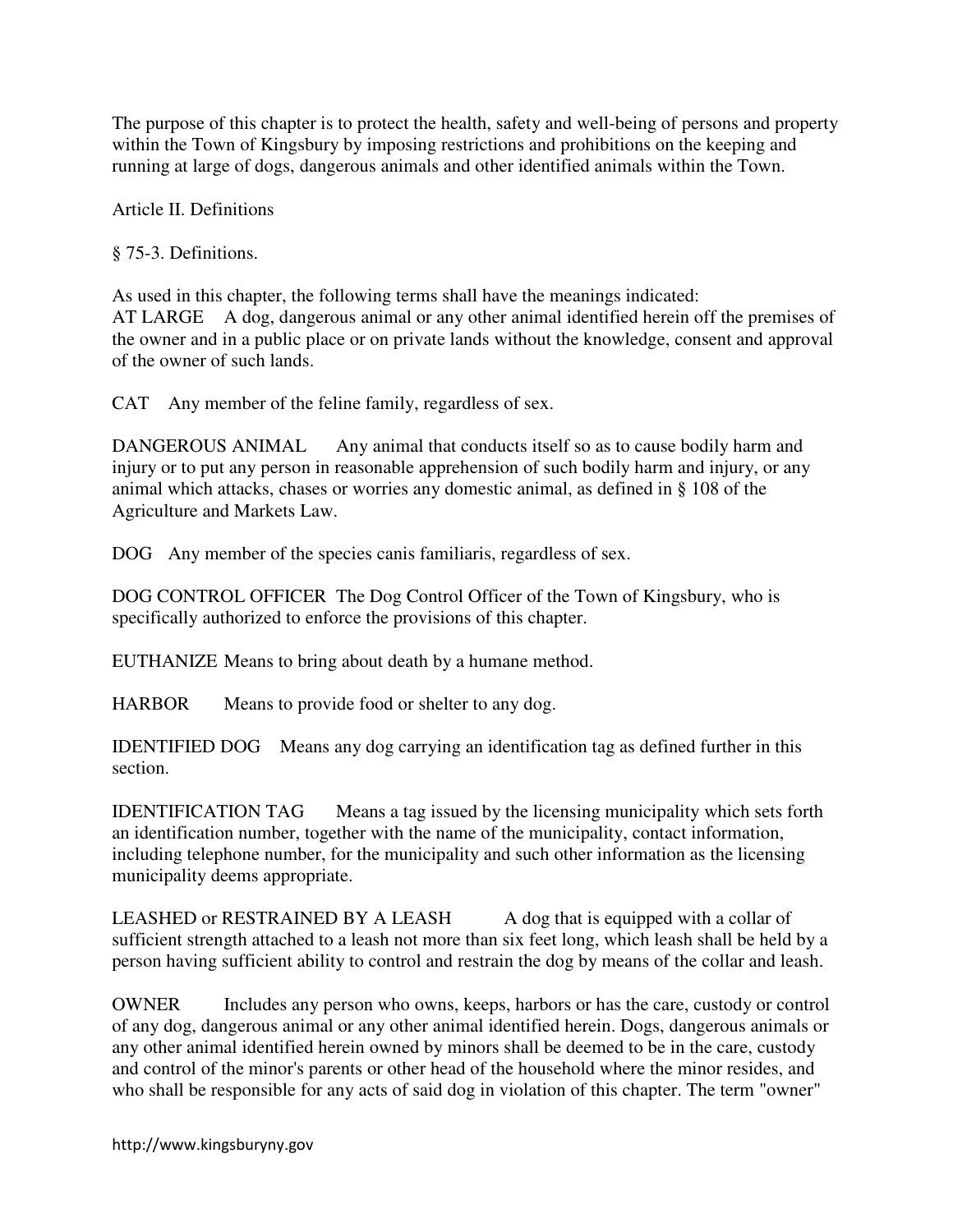The purpose of this chapter is to protect the health, safety and well-being of persons and property within the Town of Kingsbury by imposing restrictions and prohibitions on the keeping and running at large of dogs, dangerous animals and other identified animals within the Town.

## Article II. Definitions

### § 75-3. Definitions.

As used in this chapter, the following terms shall have the meanings indicated:

AT LARGE A dog, dangerous animal or any other animal identified herein off the premises of the owner and in a public place or on private lands without the knowledge, consent and approval of the owner of such lands.

CAT Any member of the feline family, regardless of sex.

DANGEROUS ANIMAL Any animal that conducts itself so as to cause bodily harm and injury or to put any person in reasonable apprehension of such bodily harm and injury, or any animal which attacks, chases or worries any domestic animal, as defined in § 108 of the Agriculture and Markets Law.

DOG Any member of the species canis familiaris, regardless of sex.

DOG CONTROL OFFICER The Dog Control Officer of the Town of Kingsbury, who is specifically authorized to enforce the provisions of this chapter.

EUTHANIZE Means to bring about death by a humane method.

HARBOR Means to provide food or shelter to any dog.

IDENTIFIED DOG Means any dog carrying an identification tag as defined further in this section.

IDENTIFICATION TAG Means a tag issued by the licensing municipality which sets forth an identification number, together with the name of the municipality, contact information, including telephone number, for the municipality and such other information as the licensing municipality deems appropriate.

LEASHED or RESTRAINED BY A LEASH A dog that is equipped with a collar of sufficient strength attached to a leash not more than six feet long, which leash shall be held by a person having sufficient ability to control and restrain the dog by means of the collar and leash.

OWNER Includes any person who owns, keeps, harbors or has the care, custody or control of any dog, dangerous animal or any other animal identified herein. Dogs, dangerous animals or any other animal identified herein owned by minors shall be deemed to be in the care, custody and control of the minor's parents or other head of the household where the minor resides, and who shall be responsible for any acts of said dog in violation of this chapter. The term "owner"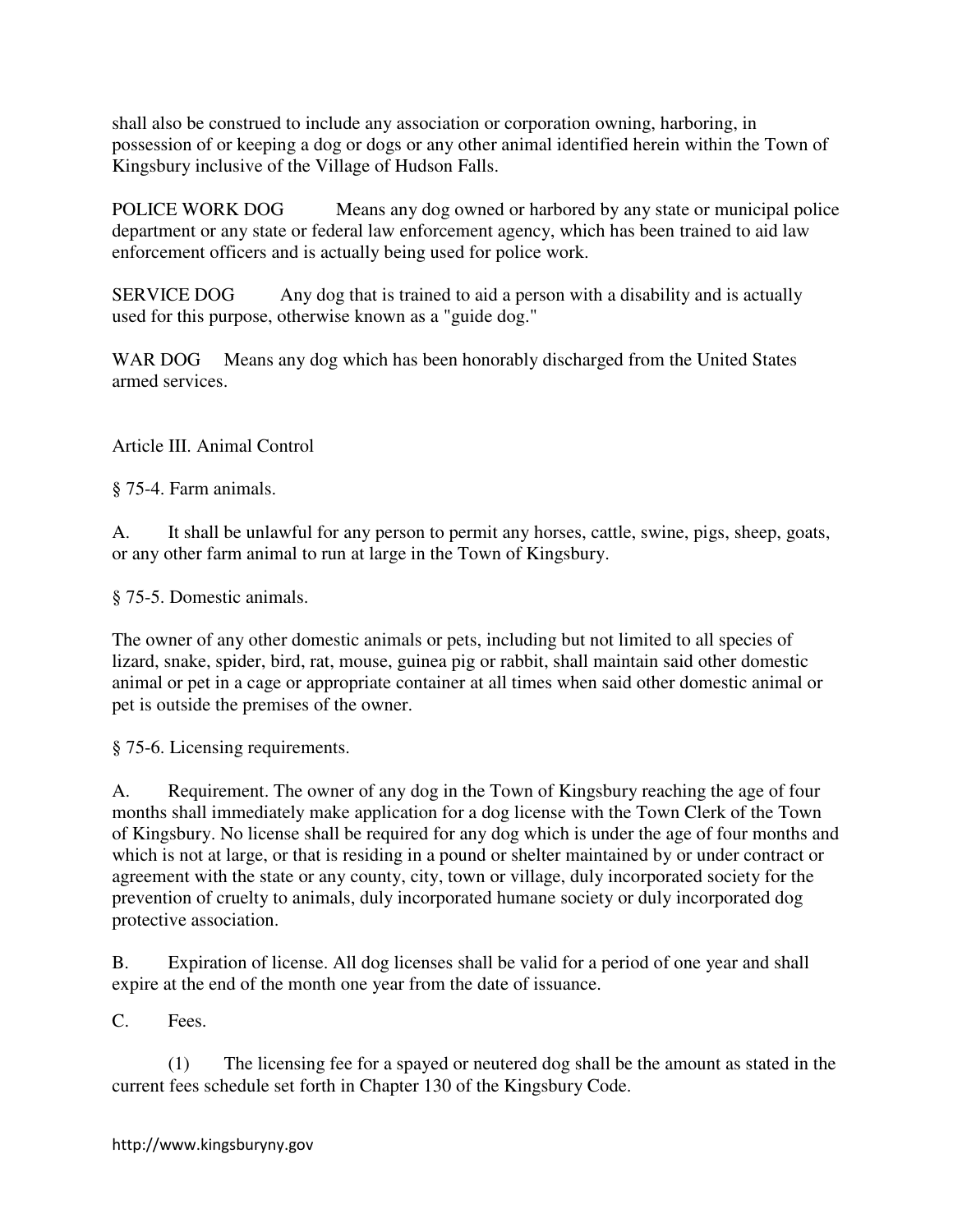shall also be construed to include any association or corporation owning, harboring, in possession of or keeping a dog or dogs or any other animal identified herein within the Town of Kingsbury inclusive of the Village of Hudson Falls.

POLICE WORK DOG Means any dog owned or harbored by any state or municipal police department or any state or federal law enforcement agency, which has been trained to aid law enforcement officers and is actually being used for police work.

SERVICE DOG Any dog that is trained to aid a person with a disability and is actually used for this purpose, otherwise known as a "guide dog."

WAR DOG Means any dog which has been honorably discharged from the United States armed services.

## Article III. Animal Control

### § 75-4. Farm animals.

A. It shall be unlawful for any person to permit any horses, cattle, swine, pigs, sheep, goats, or any other farm animal to run at large in the Town of Kingsbury.

### § 75-5. Domestic animals.

The owner of any other domestic animals or pets, including but not limited to all species of lizard, snake, spider, bird, rat, mouse, guinea pig or rabbit, shall maintain said other domestic animal or pet in a cage or appropriate container at all times when said other domestic animal or pet is outside the premises of the owner.

### § 75-6. Licensing requirements.

A. Requirement. The owner of any dog in the Town of Kingsbury reaching the age of four months shall immediately make application for a dog license with the Town Clerk of the Town of Kingsbury. No license shall be required for any dog which is under the age of four months and which is not at large, or that is residing in a pound or shelter maintained by or under contract or agreement with the state or any county, city, town or village, duly incorporated society for the prevention of cruelty to animals, duly incorporated humane society or duly incorporated dog protective association.

B. Expiration of license. All dog licenses shall be valid for a period of one year and shall expire at the end of the month one year from the date of issuance.

C. Fees.

(1) The licensing fee for a spayed or neutered dog shall be the amount as stated in the current fees schedule set forth in Chapter 130 of the Kingsbury Code.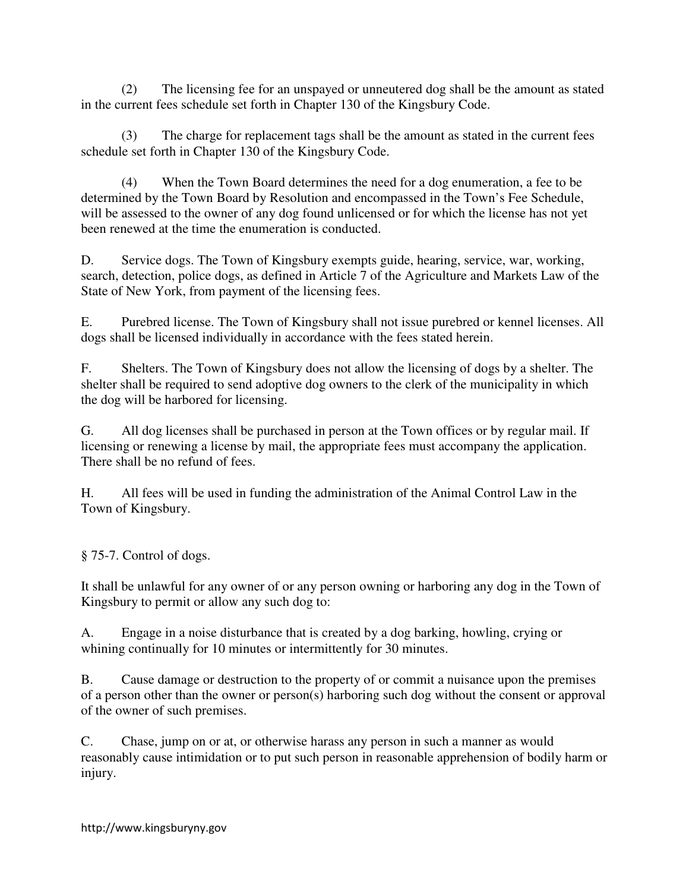(2) The licensing fee for an unspayed or unneutered dog shall be the amount as stated in the current fees schedule set forth in Chapter 130 of the Kingsbury Code.

(3) The charge for replacement tags shall be the amount as stated in the current fees schedule set forth in Chapter 130 of the Kingsbury Code.

(4) When the Town Board determines the need for a dog enumeration, a fee to be determined by the Town Board by Resolution and encompassed in the Town's Fee Schedule, will be assessed to the owner of any dog found unlicensed or for which the license has not yet been renewed at the time the enumeration is conducted.

D. Service dogs. The Town of Kingsbury exempts guide, hearing, service, war, working, search, detection, police dogs, as defined in Article 7 of the Agriculture and Markets Law of the State of New York, from payment of the licensing fees.

E. Purebred license. The Town of Kingsbury shall not issue purebred or kennel licenses. All dogs shall be licensed individually in accordance with the fees stated herein.

F. Shelters. The Town of Kingsbury does not allow the licensing of dogs by a shelter. The shelter shall be required to send adoptive dog owners to the clerk of the municipality in which the dog will be harbored for licensing.

G. All dog licenses shall be purchased in person at the Town offices or by regular mail. If licensing or renewing a license by mail, the appropriate fees must accompany the application. There shall be no refund of fees.

H. All fees will be used in funding the administration of the Animal Control Law in the Town of Kingsbury.

§ 75-7. Control of dogs.

It shall be unlawful for any owner of or any person owning or harboring any dog in the Town of Kingsbury to permit or allow any such dog to:

A. Engage in a noise disturbance that is created by a dog barking, howling, crying or whining continually for 10 minutes or intermittently for 30 minutes.

B. Cause damage or destruction to the property of or commit a nuisance upon the premises of a person other than the owner or person(s) harboring such dog without the consent or approval of the owner of such premises.

C. Chase, jump on or at, or otherwise harass any person in such a manner as would reasonably cause intimidation or to put such person in reasonable apprehension of bodily harm or injury.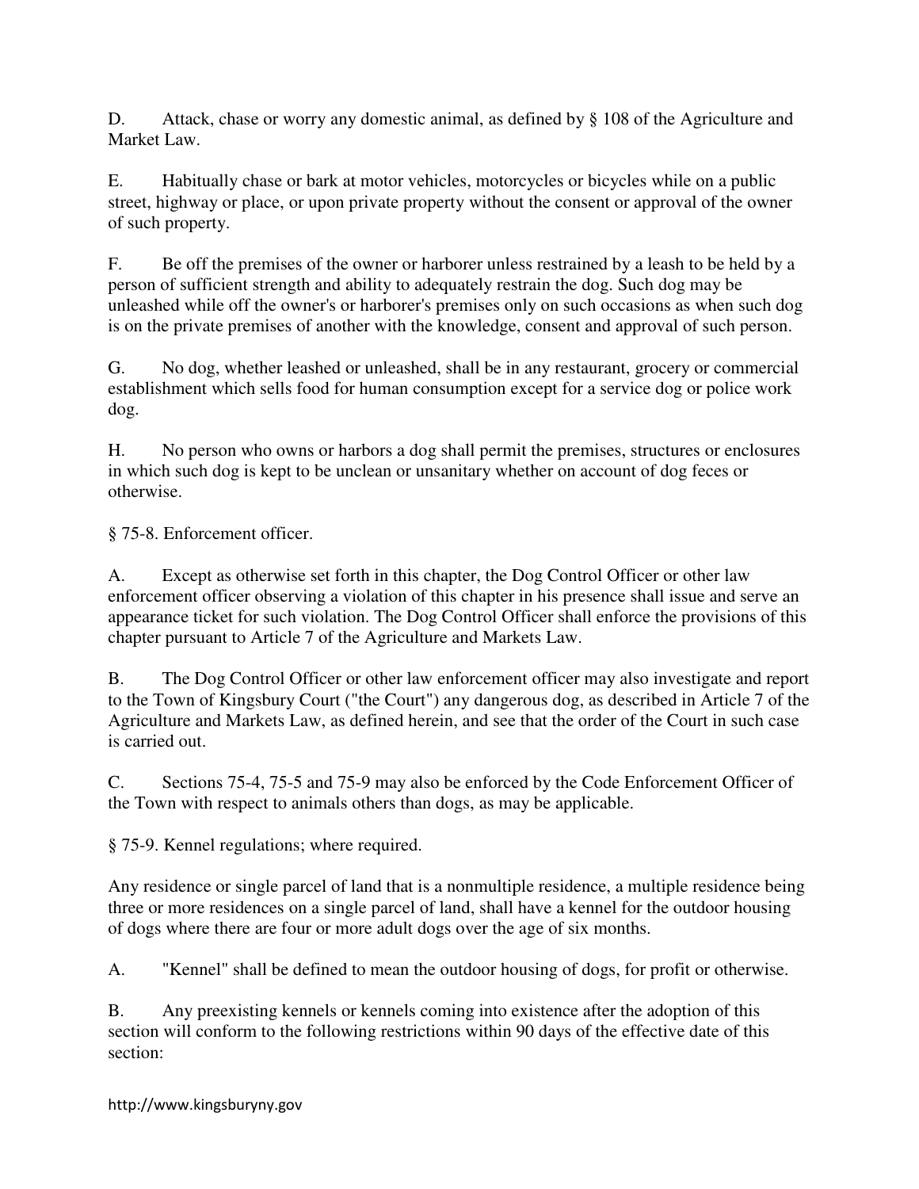D. Attack, chase or worry any domestic animal, as defined by § 108 of the Agriculture and Market Law.

E. Habitually chase or bark at motor vehicles, motorcycles or bicycles while on a public street, highway or place, or upon private property without the consent or approval of the owner of such property.

F. Be off the premises of the owner or harborer unless restrained by a leash to be held by a person of sufficient strength and ability to adequately restrain the dog. Such dog may be unleashed while off the owner's or harborer's premises only on such occasions as when such dog is on the private premises of another with the knowledge, consent and approval of such person.

G. No dog, whether leashed or unleashed, shall be in any restaurant, grocery or commercial establishment which sells food for human consumption except for a service dog or police work dog.

H. No person who owns or harbors a dog shall permit the premises, structures or enclosures in which such dog is kept to be unclean or unsanitary whether on account of dog feces or otherwise.

§ 75-8. Enforcement officer.

A. Except as otherwise set forth in this chapter, the Dog Control Officer or other law enforcement officer observing a violation of this chapter in his presence shall issue and serve an appearance ticket for such violation. The Dog Control Officer shall enforce the provisions of this chapter pursuant to Article 7 of the Agriculture and Markets Law.

B. The Dog Control Officer or other law enforcement officer may also investigate and report to the Town of Kingsbury Court ("the Court") any dangerous dog, as described in Article 7 of the Agriculture and Markets Law, as defined herein, and see that the order of the Court in such case is carried out.

C. Sections 75-4, 75-5 and 75-9 may also be enforced by the Code Enforcement Officer of the Town with respect to animals others than dogs, as may be applicable.

§ 75-9. Kennel regulations; where required.

Any residence or single parcel of land that is a nonmultiple residence, a multiple residence being three or more residences on a single parcel of land, shall have a kennel for the outdoor housing of dogs where there are four or more adult dogs over the age of six months.

A. "Kennel" shall be defined to mean the outdoor housing of dogs, for profit or otherwise.

B. Any preexisting kennels or kennels coming into existence after the adoption of this section will conform to the following restrictions within 90 days of the effective date of this section: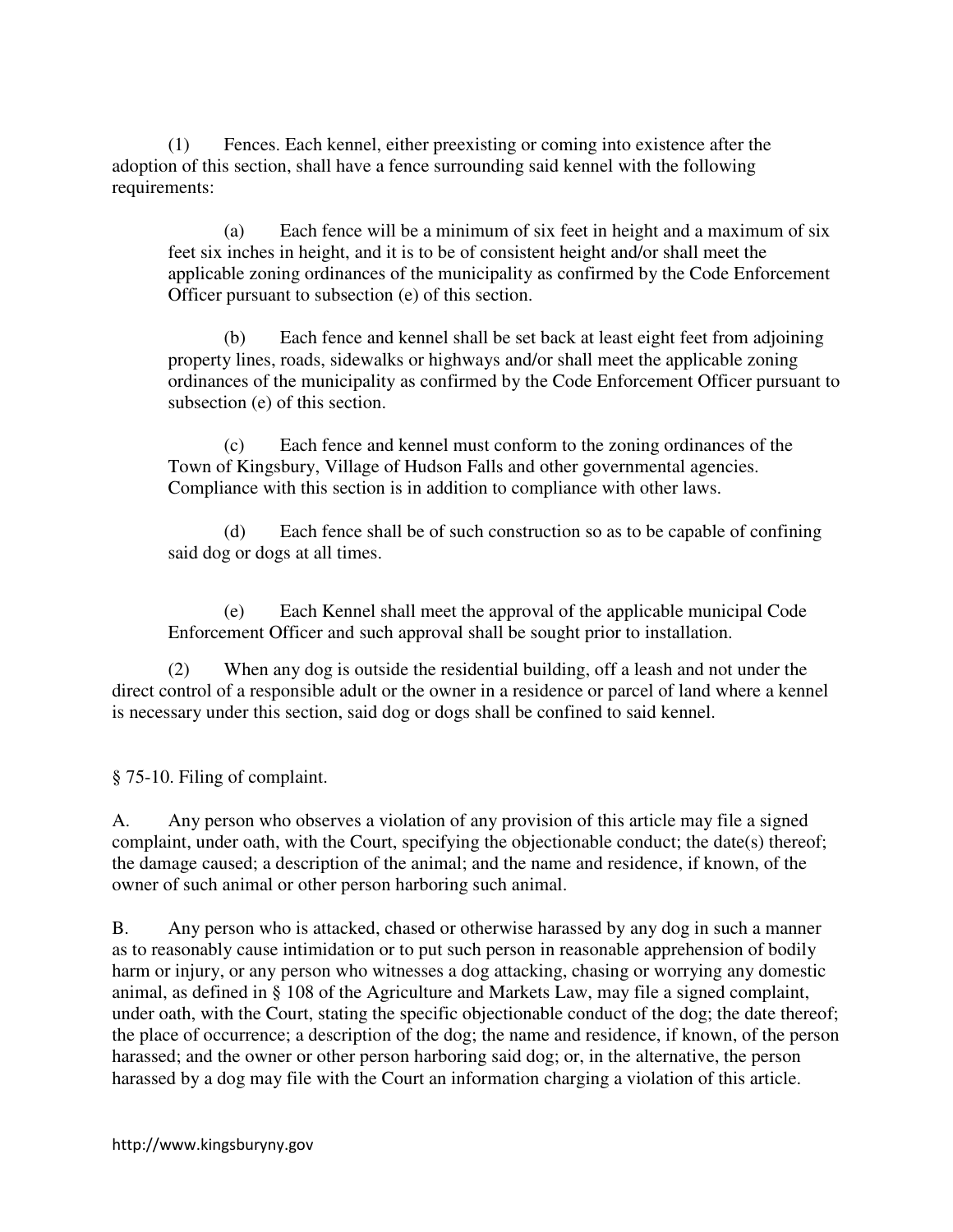(1) Fences. Each kennel, either preexisting or coming into existence after the adoption of this section, shall have a fence surrounding said kennel with the following requirements:

> (a) Each fence will be a minimum of six feet in height and a maximum of six feet six inches in height, and it is to be of consistent height and/or shall meet the applicable zoning ordinances of the municipality as confirmed by the Code Enforcement Officer pursuant to subsection (e) of this section.
>
> (b) Each fence and kennel shall be set back at least eight feet from adjoining property lines, roads, sidewalks or highways and/or shall meet the applicable zoning ordinances of the municipality as confirmed by the Code Enforcement Officer pursuant to subsection (e) of this section.
>
> (c) Each fence and kennel must conform to the zoning ordinances of the Town of Kingsbury, Village of Hudson Falls and other governmental agencies. Compliance with this section is in addition to compliance with other laws.
>
> (d) Each fence shall be of such construction so as to be capable of confining said dog or dogs at all times.
>
> (e) Each Kennel shall meet the approval of the applicable municipal Code Enforcement Officer and such approval shall be sought prior to installation.

(2) When any dog is outside the residential building, off a leash and not under the direct control of a responsible adult or the owner in a residence or parcel of land where a kennel is necessary under this section, said dog or dogs shall be confined to said kennel.

§ 75-10. Filing of complaint.

A. Any person who observes a violation of any provision of this article may file a signed complaint, under oath, with the Court, specifying the objectionable conduct; the date(s) thereof; the damage caused; a description of the animal; and the name and residence, if known, of the owner of such animal or other person harboring such animal.

B. Any person who is attacked, chased or otherwise harassed by any dog in such a manner as to reasonably cause intimidation or to put such person in reasonable apprehension of bodily harm or injury, or any person who witnesses a dog attacking, chasing or worrying any domestic animal, as defined in § 108 of the Agriculture and Markets Law, may file a signed complaint, under oath, with the Court, stating the specific objectionable conduct of the dog; the date thereof; the place of occurrence; a description of the dog; the name and residence, if known, of the person harassed; and the owner or other person harboring said dog; or, in the alternative, the person harassed by a dog may file with the Court an information charging a violation of this article.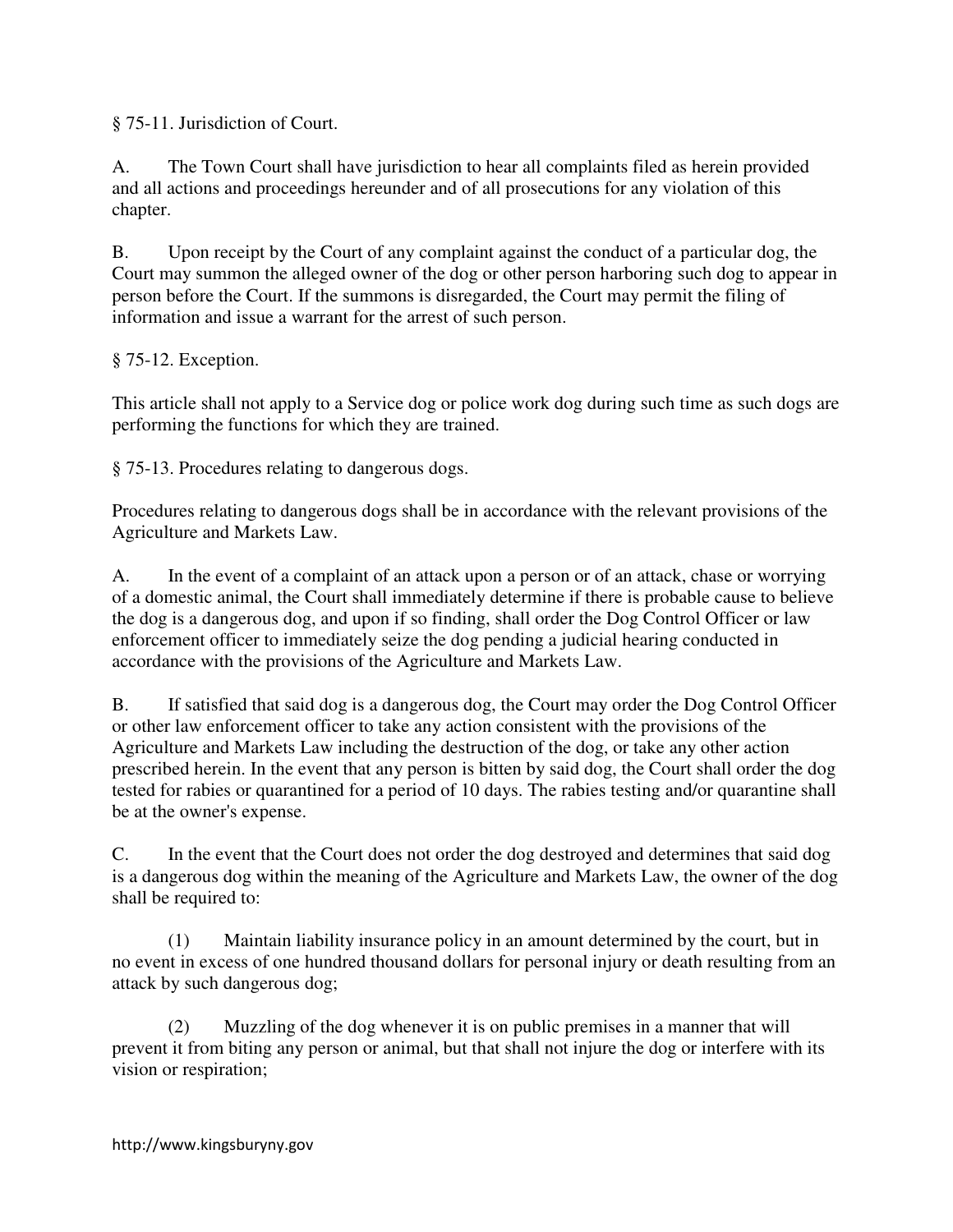§ 75-11. Jurisdiction of Court.

A. The Town Court shall have jurisdiction to hear all complaints filed as herein provided and all actions and proceedings hereunder and of all prosecutions for any violation of this chapter.

B. Upon receipt by the Court of any complaint against the conduct of a particular dog, the Court may summon the alleged owner of the dog or other person harboring such dog to appear in person before the Court. If the summons is disregarded, the Court may permit the filing of information and issue a warrant for the arrest of such person.

§ 75-12. Exception.

This article shall not apply to a Service dog or police work dog during such time as such dogs are performing the functions for which they are trained.

§ 75-13. Procedures relating to dangerous dogs.

Procedures relating to dangerous dogs shall be in accordance with the relevant provisions of the Agriculture and Markets Law.

A. In the event of a complaint of an attack upon a person or of an attack, chase or worrying of a domestic animal, the Court shall immediately determine if there is probable cause to believe the dog is a dangerous dog, and upon if so finding, shall order the Dog Control Officer or law enforcement officer to immediately seize the dog pending a judicial hearing conducted in accordance with the provisions of the Agriculture and Markets Law.

B. If satisfied that said dog is a dangerous dog, the Court may order the Dog Control Officer or other law enforcement officer to take any action consistent with the provisions of the Agriculture and Markets Law including the destruction of the dog, or take any other action prescribed herein. In the event that any person is bitten by said dog, the Court shall order the dog tested for rabies or quarantined for a period of 10 days. The rabies testing and/or quarantine shall be at the owner's expense.

C. In the event that the Court does not order the dog destroyed and determines that said dog is a dangerous dog within the meaning of the Agriculture and Markets Law, the owner of the dog shall be required to:

(1) Maintain liability insurance policy in an amount determined by the court, but in no event in excess of one hundred thousand dollars for personal injury or death resulting from an attack by such dangerous dog;

(2) Muzzling of the dog whenever it is on public premises in a manner that will prevent it from biting any person or animal, but that shall not injure the dog or interfere with its vision or respiration;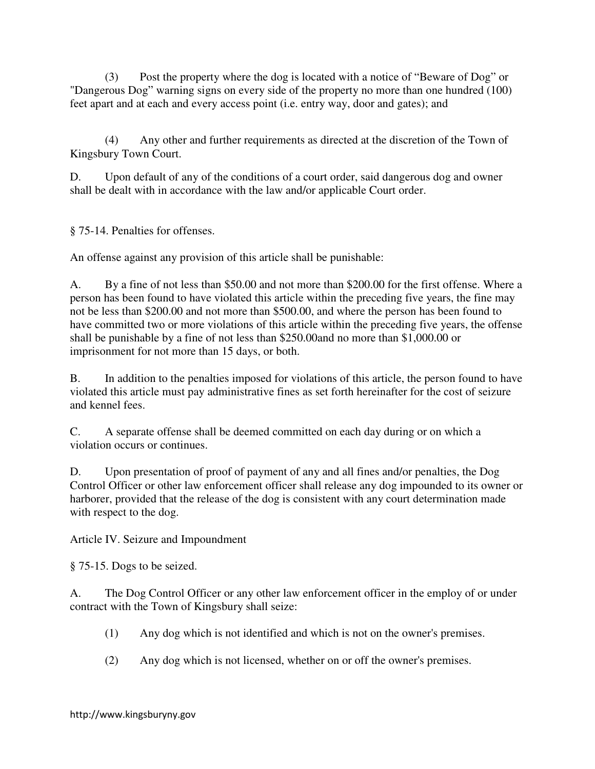(3) Post the property where the dog is located with a notice of "Beware of Dog" or "Dangerous Dog" warning signs on every side of the property no more than one hundred (100) feet apart and at each and every access point (i.e. entry way, door and gates); and

(4) Any other and further requirements as directed at the discretion of the Town of Kingsbury Town Court.

D. Upon default of any of the conditions of a court order, said dangerous dog and owner shall be dealt with in accordance with the law and/or applicable Court order.

§ 75-14. Penalties for offenses.

An offense against any provision of this article shall be punishable:

A. By a fine of not less than $50.00 and not more than $200.00 for the first offense. Where a person has been found to have violated this article within the preceding five years, the fine may not be less than $200.00 and not more than $500.00, and where the person has been found to have committed two or more violations of this article within the preceding five years, the offense shall be punishable by a fine of not less than $250.00and no more than $1,000.00 or imprisonment for not more than 15 days, or both.

B. In addition to the penalties imposed for violations of this article, the person found to have violated this article must pay administrative fines as set forth hereinafter for the cost of seizure and kennel fees.

C. A separate offense shall be deemed committed on each day during or on which a violation occurs or continues.

D. Upon presentation of proof of payment of any and all fines and/or penalties, the Dog Control Officer or other law enforcement officer shall release any dog impounded to its owner or harborer, provided that the release of the dog is consistent with any court determination made with respect to the dog.

Article IV. Seizure and Impoundment

§ 75-15. Dogs to be seized.

A. The Dog Control Officer or any other law enforcement officer in the employ of or under contract with the Town of Kingsbury shall seize:

(1) Any dog which is not identified and which is not on the owner's premises.

(2) Any dog which is not licensed, whether on or off the owner's premises.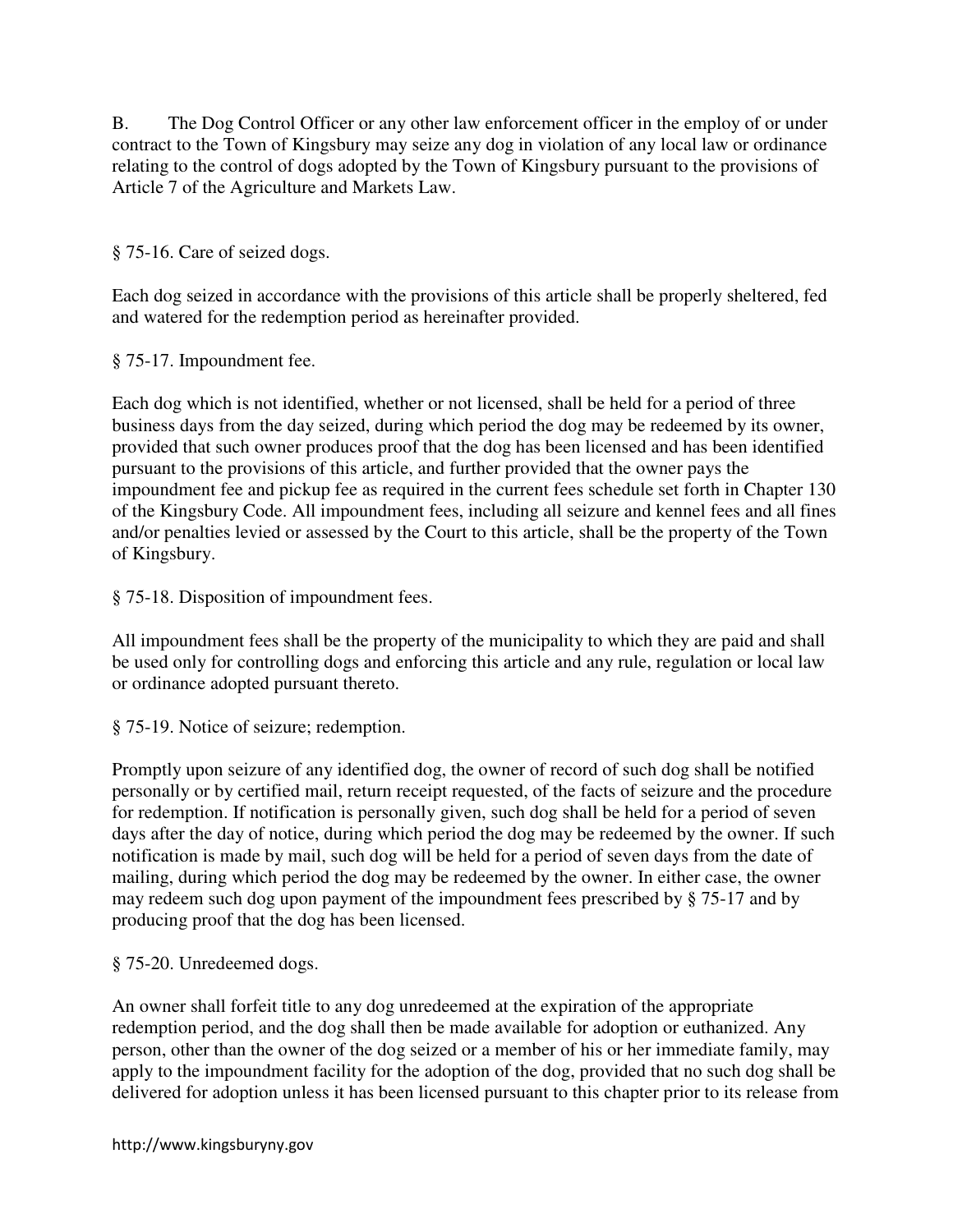B. The Dog Control Officer or any other law enforcement officer in the employ of or under contract to the Town of Kingsbury may seize any dog in violation of any local law or ordinance relating to the control of dogs adopted by the Town of Kingsbury pursuant to the provisions of Article 7 of the Agriculture and Markets Law.

§ 75-16. Care of seized dogs.

Each dog seized in accordance with the provisions of this article shall be properly sheltered, fed and watered for the redemption period as hereinafter provided.

§ 75-17. Impoundment fee.

Each dog which is not identified, whether or not licensed, shall be held for a period of three business days from the day seized, during which period the dog may be redeemed by its owner, provided that such owner produces proof that the dog has been licensed and has been identified pursuant to the provisions of this article, and further provided that the owner pays the impoundment fee and pickup fee as required in the current fees schedule set forth in Chapter 130 of the Kingsbury Code. All impoundment fees, including all seizure and kennel fees and all fines and/or penalties levied or assessed by the Court to this article, shall be the property of the Town of Kingsbury.

§ 75-18. Disposition of impoundment fees.

All impoundment fees shall be the property of the municipality to which they are paid and shall be used only for controlling dogs and enforcing this article and any rule, regulation or local law or ordinance adopted pursuant thereto.

§ 75-19. Notice of seizure; redemption.

Promptly upon seizure of any identified dog, the owner of record of such dog shall be notified personally or by certified mail, return receipt requested, of the facts of seizure and the procedure for redemption. If notification is personally given, such dog shall be held for a period of seven days after the day of notice, during which period the dog may be redeemed by the owner. If such notification is made by mail, such dog will be held for a period of seven days from the date of mailing, during which period the dog may be redeemed by the owner. In either case, the owner may redeem such dog upon payment of the impoundment fees prescribed by § 75-17 and by producing proof that the dog has been licensed.

§ 75-20. Unredeemed dogs.

An owner shall forfeit title to any dog unredeemed at the expiration of the appropriate redemption period, and the dog shall then be made available for adoption or euthanized. Any person, other than the owner of the dog seized or a member of his or her immediate family, may apply to the impoundment facility for the adoption of the dog, provided that no such dog shall be delivered for adoption unless it has been licensed pursuant to this chapter prior to its release from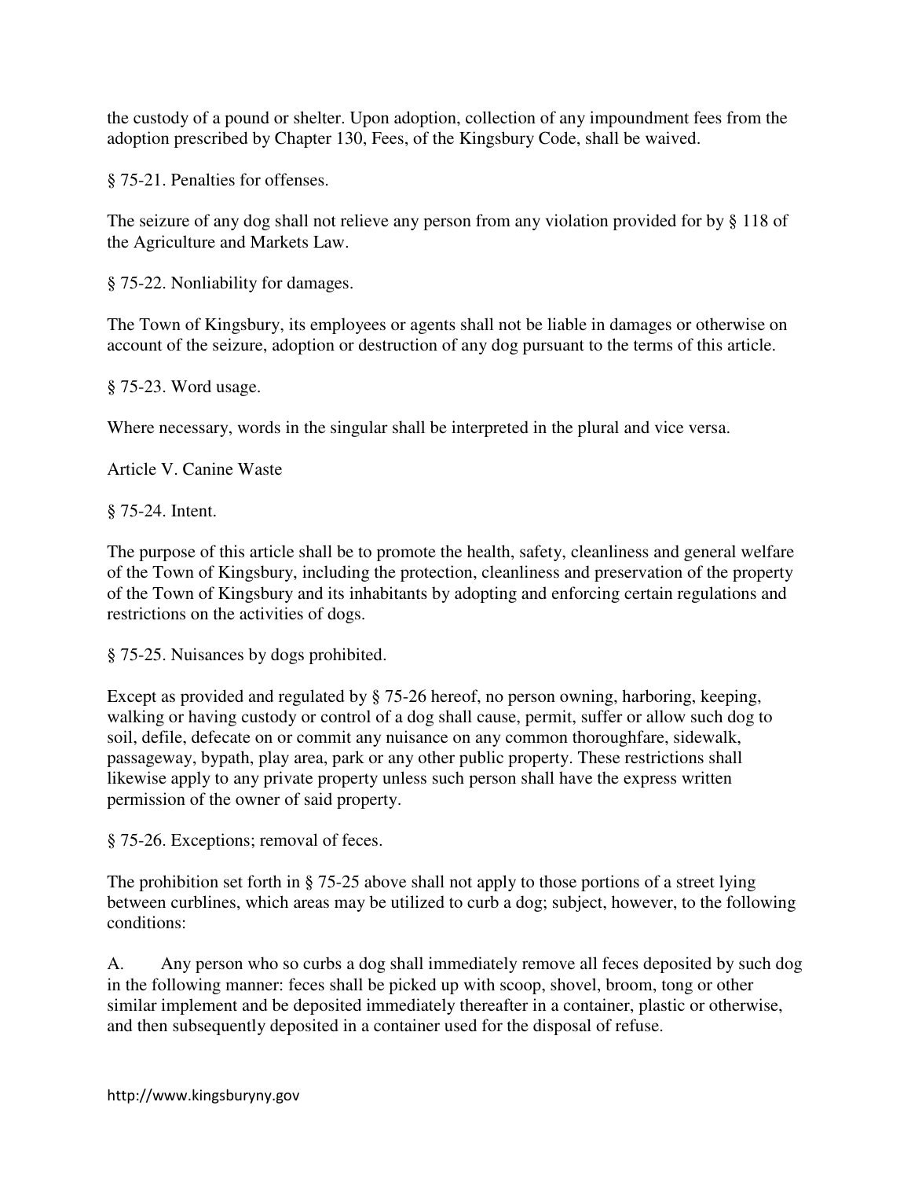the custody of a pound or shelter. Upon adoption, collection of any impoundment fees from the adoption prescribed by Chapter 130, Fees, of the Kingsbury Code, shall be waived.

§ 75-21. Penalties for offenses.

The seizure of any dog shall not relieve any person from any violation provided for by § 118 of the Agriculture and Markets Law.

§ 75-22. Nonliability for damages.

The Town of Kingsbury, its employees or agents shall not be liable in damages or otherwise on account of the seizure, adoption or destruction of any dog pursuant to the terms of this article.

§ 75-23. Word usage.

Where necessary, words in the singular shall be interpreted in the plural and vice versa.

Article V. Canine Waste

§ 75-24. Intent.

The purpose of this article shall be to promote the health, safety, cleanliness and general welfare of the Town of Kingsbury, including the protection, cleanliness and preservation of the property of the Town of Kingsbury and its inhabitants by adopting and enforcing certain regulations and restrictions on the activities of dogs.

§ 75-25. Nuisances by dogs prohibited.

Except as provided and regulated by § 75-26 hereof, no person owning, harboring, keeping, walking or having custody or control of a dog shall cause, permit, suffer or allow such dog to soil, defile, defecate on or commit any nuisance on any common thoroughfare, sidewalk, passageway, bypath, play area, park or any other public property. These restrictions shall likewise apply to any private property unless such person shall have the express written permission of the owner of said property.

§ 75-26. Exceptions; removal of feces.

The prohibition set forth in § 75-25 above shall not apply to those portions of a street lying between curblines, which areas may be utilized to curb a dog; subject, however, to the following conditions:

A. Any person who so curbs a dog shall immediately remove all feces deposited by such dog in the following manner: feces shall be picked up with scoop, shovel, broom, tong or other similar implement and be deposited immediately thereafter in a container, plastic or otherwise, and then subsequently deposited in a container used for the disposal of refuse.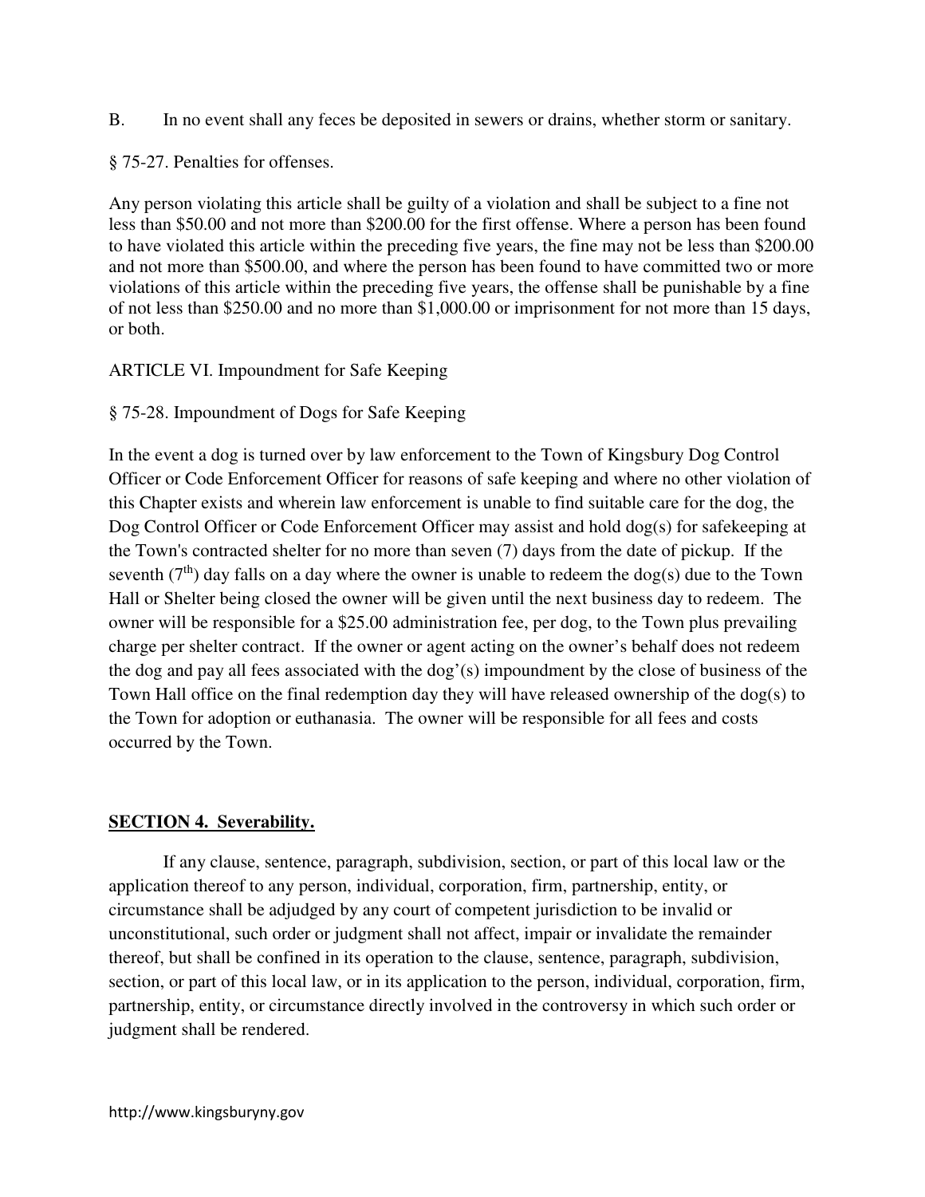B. In no event shall any feces be deposited in sewers or drains, whether storm or sanitary.

§ 75-27. Penalties for offenses.

Any person violating this article shall be guilty of a violation and shall be subject to a fine not less than $50.00 and not more than $200.00 for the first offense. Where a person has been found to have violated this article within the preceding five years, the fine may not be less than $200.00 and not more than $500.00, and where the person has been found to have committed two or more violations of this article within the preceding five years, the offense shall be punishable by a fine of not less than $250.00 and no more than $1,000.00 or imprisonment for not more than 15 days, or both.

ARTICLE VI. Impoundment for Safe Keeping

§ 75-28. Impoundment of Dogs for Safe Keeping

In the event a dog is turned over by law enforcement to the Town of Kingsbury Dog Control Officer or Code Enforcement Officer for reasons of safe keeping and where no other violation of this Chapter exists and wherein law enforcement is unable to find suitable care for the dog, the Dog Control Officer or Code Enforcement Officer may assist and hold dog(s) for safekeeping at the Town's contracted shelter for no more than seven (7) days from the date of pickup. If the seventh (7th) day falls on a day where the owner is unable to redeem the dog(s) due to the Town Hall or Shelter being closed the owner will be given until the next business day to redeem. The owner will be responsible for a $25.00 administration fee, per dog, to the Town plus prevailing charge per shelter contract. If the owner or agent acting on the owner's behalf does not redeem the dog and pay all fees associated with the dog'(s) impoundment by the close of business of the Town Hall office on the final redemption day they will have released ownership of the dog(s) to the Town for adoption or euthanasia. The owner will be responsible for all fees and costs occurred by the Town.

## SECTION 4. Severability.

If any clause, sentence, paragraph, subdivision, section, or part of this local law or the application thereof to any person, individual, corporation, firm, partnership, entity, or circumstance shall be adjudged by any court of competent jurisdiction to be invalid or unconstitutional, such order or judgment shall not affect, impair or invalidate the remainder thereof, but shall be confined in its operation to the clause, sentence, paragraph, subdivision, section, or part of this local law, or in its application to the person, individual, corporation, firm, partnership, entity, or circumstance directly involved in the controversy in which such order or judgment shall be rendered.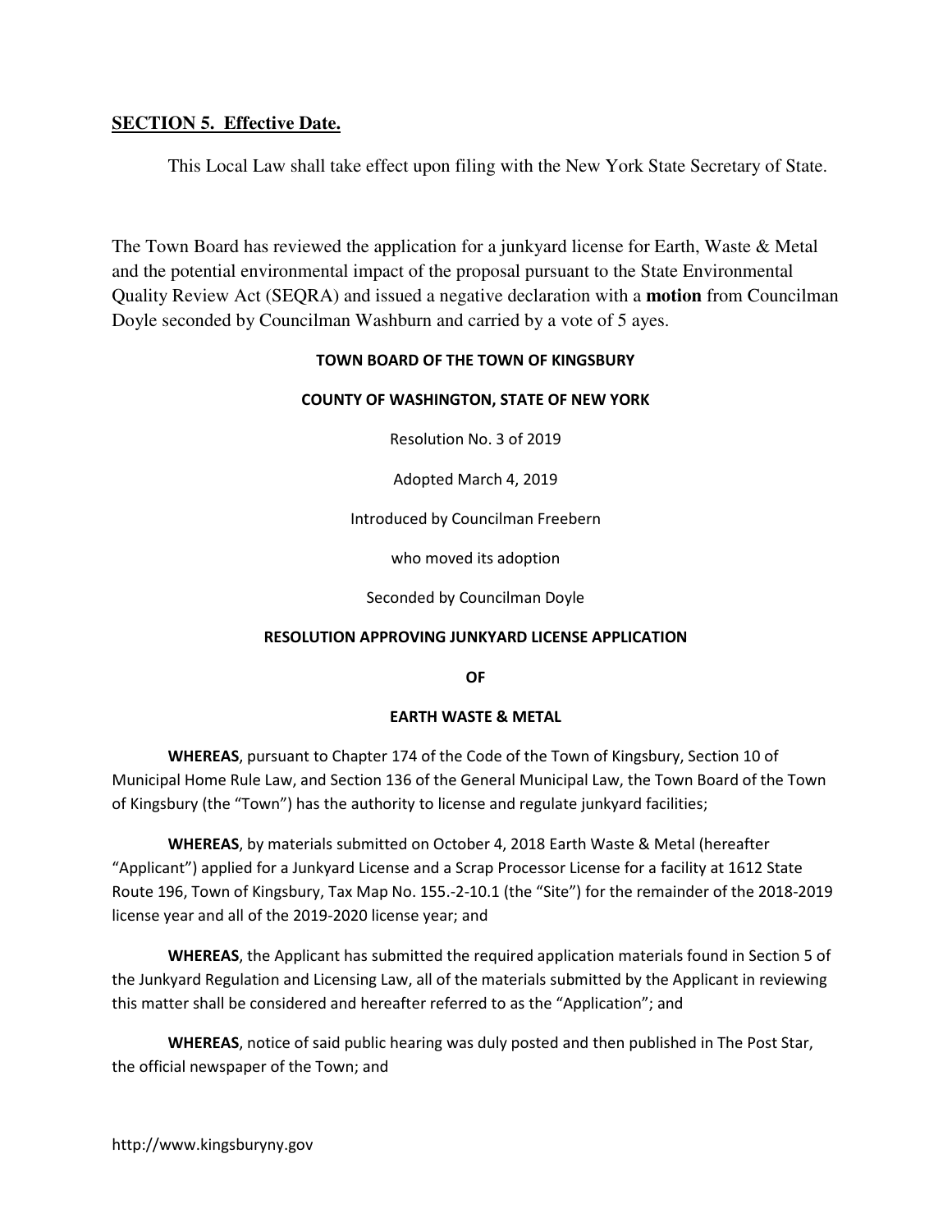**SECTION 5. Effective Date.**

This Local Law shall take effect upon filing with the New York State Secretary of State.

The Town Board has reviewed the application for a junkyard license for Earth, Waste & Metal and the potential environmental impact of the proposal pursuant to the State Environmental Quality Review Act (SEQRA) and issued a negative declaration with a **motion** from Councilman Doyle seconded by Councilman Washburn and carried by a vote of 5 ayes.

**TOWN BOARD OF THE TOWN OF KINGSBURY**

**COUNTY OF WASHINGTON, STATE OF NEW YORK**

Resolution No. 3 of 2019

Adopted March 4, 2019

Introduced by Councilman Freebern

who moved its adoption

Seconded by Councilman Doyle

**RESOLUTION APPROVING JUNKYARD LICENSE APPLICATION**

**OF**

**EARTH WASTE & METAL**

**WHEREAS**, pursuant to Chapter 174 of the Code of the Town of Kingsbury, Section 10 of Municipal Home Rule Law, and Section 136 of the General Municipal Law, the Town Board of the Town of Kingsbury (the "Town") has the authority to license and regulate junkyard facilities;

**WHEREAS**, by materials submitted on October 4, 2018 Earth Waste & Metal (hereafter "Applicant") applied for a Junkyard License and a Scrap Processor License for a facility at 1612 State Route 196, Town of Kingsbury, Tax Map No. 155.-2-10.1 (the "Site") for the remainder of the 2018-2019 license year and all of the 2019-2020 license year; and

**WHEREAS**, the Applicant has submitted the required application materials found in Section 5 of the Junkyard Regulation and Licensing Law, all of the materials submitted by the Applicant in reviewing this matter shall be considered and hereafter referred to as the "Application"; and

**WHEREAS**, notice of said public hearing was duly posted and then published in The Post Star, the official newspaper of the Town; and

http://www.kingsburyny.gov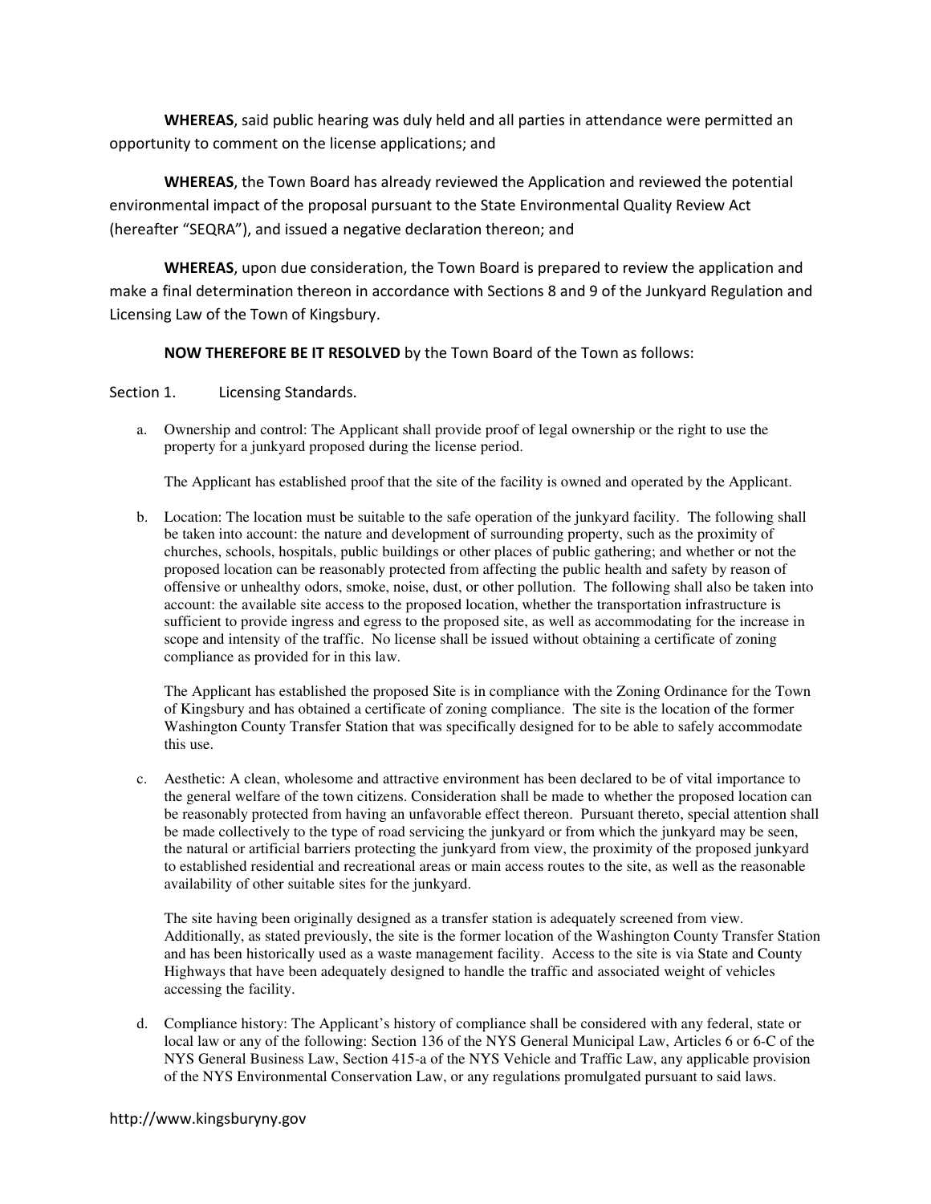**WHEREAS**, said public hearing was duly held and all parties in attendance were permitted an opportunity to comment on the license applications; and

**WHEREAS**, the Town Board has already reviewed the Application and reviewed the potential environmental impact of the proposal pursuant to the State Environmental Quality Review Act (hereafter "SEQRA"), and issued a negative declaration thereon; and

**WHEREAS**, upon due consideration, the Town Board is prepared to review the application and make a final determination thereon in accordance with Sections 8 and 9 of the Junkyard Regulation and Licensing Law of the Town of Kingsbury.

**NOW THEREFORE BE IT RESOLVED** by the Town Board of the Town as follows:

Section 1. Licensing Standards.

a. Ownership and control: The Applicant shall provide proof of legal ownership or the right to use the property for a junkyard proposed during the license period.

   The Applicant has established proof that the site of the facility is owned and operated by the Applicant.

b. Location: The location must be suitable to the safe operation of the junkyard facility. The following shall be taken into account: the nature and development of surrounding property, such as the proximity of churches, schools, hospitals, public buildings or other places of public gathering; and whether or not the proposed location can be reasonably protected from affecting the public health and safety by reason of offensive or unhealthy odors, smoke, noise, dust, or other pollution. The following shall also be taken into account: the available site access to the proposed location, whether the transportation infrastructure is sufficient to provide ingress and egress to the proposed site, as well as accommodating for the increase in scope and intensity of the traffic. No license shall be issued without obtaining a certificate of zoning compliance as provided for in this law.

   The Applicant has established the proposed Site is in compliance with the Zoning Ordinance for the Town of Kingsbury and has obtained a certificate of zoning compliance. The site is the location of the former Washington County Transfer Station that was specifically designed for to be able to safely accommodate this use.

c. Aesthetic: A clean, wholesome and attractive environment has been declared to be of vital importance to the general welfare of the town citizens. Consideration shall be made to whether the proposed location can be reasonably protected from having an unfavorable effect thereon. Pursuant thereto, special attention shall be made collectively to the type of road servicing the junkyard or from which the junkyard may be seen, the natural or artificial barriers protecting the junkyard from view, the proximity of the proposed junkyard to established residential and recreational areas or main access routes to the site, as well as the reasonable availability of other suitable sites for the junkyard.

   The site having been originally designed as a transfer station is adequately screened from view. Additionally, as stated previously, the site is the former location of the Washington County Transfer Station and has been historically used as a waste management facility. Access to the site is via State and County Highways that have been adequately designed to handle the traffic and associated weight of vehicles accessing the facility.

d. Compliance history: The Applicant's history of compliance shall be considered with any federal, state or local law or any of the following: Section 136 of the NYS General Municipal Law, Articles 6 or 6-C of the NYS General Business Law, Section 415-a of the NYS Vehicle and Traffic Law, any applicable provision of the NYS Environmental Conservation Law, or any regulations promulgated pursuant to said laws.

http://www.kingsburyny.gov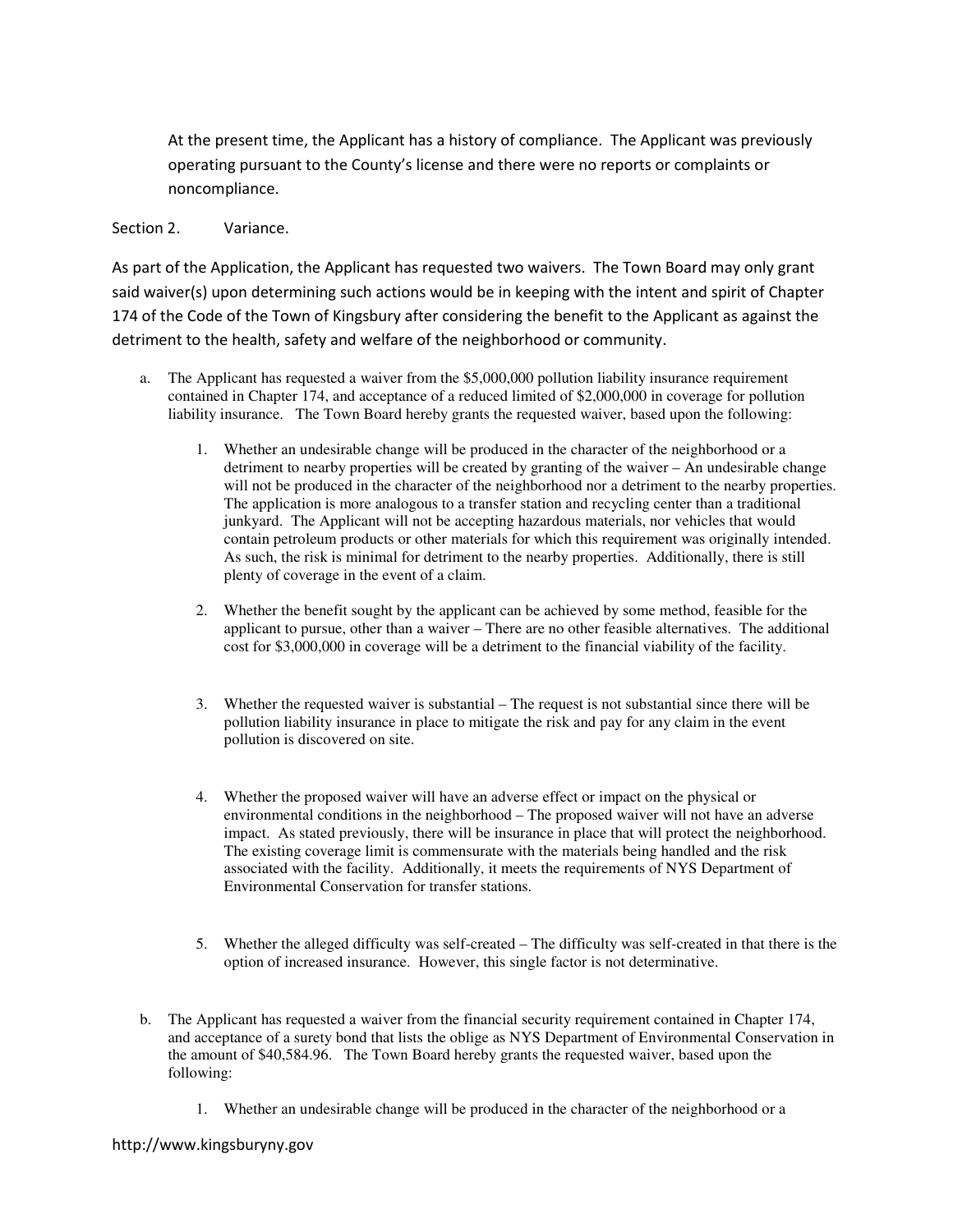At the present time, the Applicant has a history of compliance. The Applicant was previously operating pursuant to the County's license and there were no reports or complaints or noncompliance.

Section 2. Variance.

As part of the Application, the Applicant has requested two waivers. The Town Board may only grant said waiver(s) upon determining such actions would be in keeping with the intent and spirit of Chapter 174 of the Code of the Town of Kingsbury after considering the benefit to the Applicant as against the detriment to the health, safety and welfare of the neighborhood or community.

a. The Applicant has requested a waiver from the $5,000,000 pollution liability insurance requirement contained in Chapter 174, and acceptance of a reduced limited of $2,000,000 in coverage for pollution liability insurance. The Town Board hereby grants the requested waiver, based upon the following:

   1. Whether an undesirable change will be produced in the character of the neighborhood or a detriment to nearby properties will be created by granting of the waiver – An undesirable change will not be produced in the character of the neighborhood nor a detriment to the nearby properties. The application is more analogous to a transfer station and recycling center than a traditional junkyard. The Applicant will not be accepting hazardous materials, nor vehicles that would contain petroleum products or other materials for which this requirement was originally intended. As such, the risk is minimal for detriment to the nearby properties. Additionally, there is still plenty of coverage in the event of a claim.

   2. Whether the benefit sought by the applicant can be achieved by some method, feasible for the applicant to pursue, other than a waiver – There are no other feasible alternatives. The additional cost for $3,000,000 in coverage will be a detriment to the financial viability of the facility.

   3. Whether the requested waiver is substantial – The request is not substantial since there will be pollution liability insurance in place to mitigate the risk and pay for any claim in the event pollution is discovered on site.

   4. Whether the proposed waiver will have an adverse effect or impact on the physical or environmental conditions in the neighborhood – The proposed waiver will not have an adverse impact. As stated previously, there will be insurance in place that will protect the neighborhood. The existing coverage limit is commensurate with the materials being handled and the risk associated with the facility. Additionally, it meets the requirements of NYS Department of Environmental Conservation for transfer stations.

   5. Whether the alleged difficulty was self-created – The difficulty was self-created in that there is the option of increased insurance. However, this single factor is not determinative.

b. The Applicant has requested a waiver from the financial security requirement contained in Chapter 174, and acceptance of a surety bond that lists the oblige as NYS Department of Environmental Conservation in the amount of $40,584.96. The Town Board hereby grants the requested waiver, based upon the following:

   1. Whether an undesirable change will be produced in the character of the neighborhood or a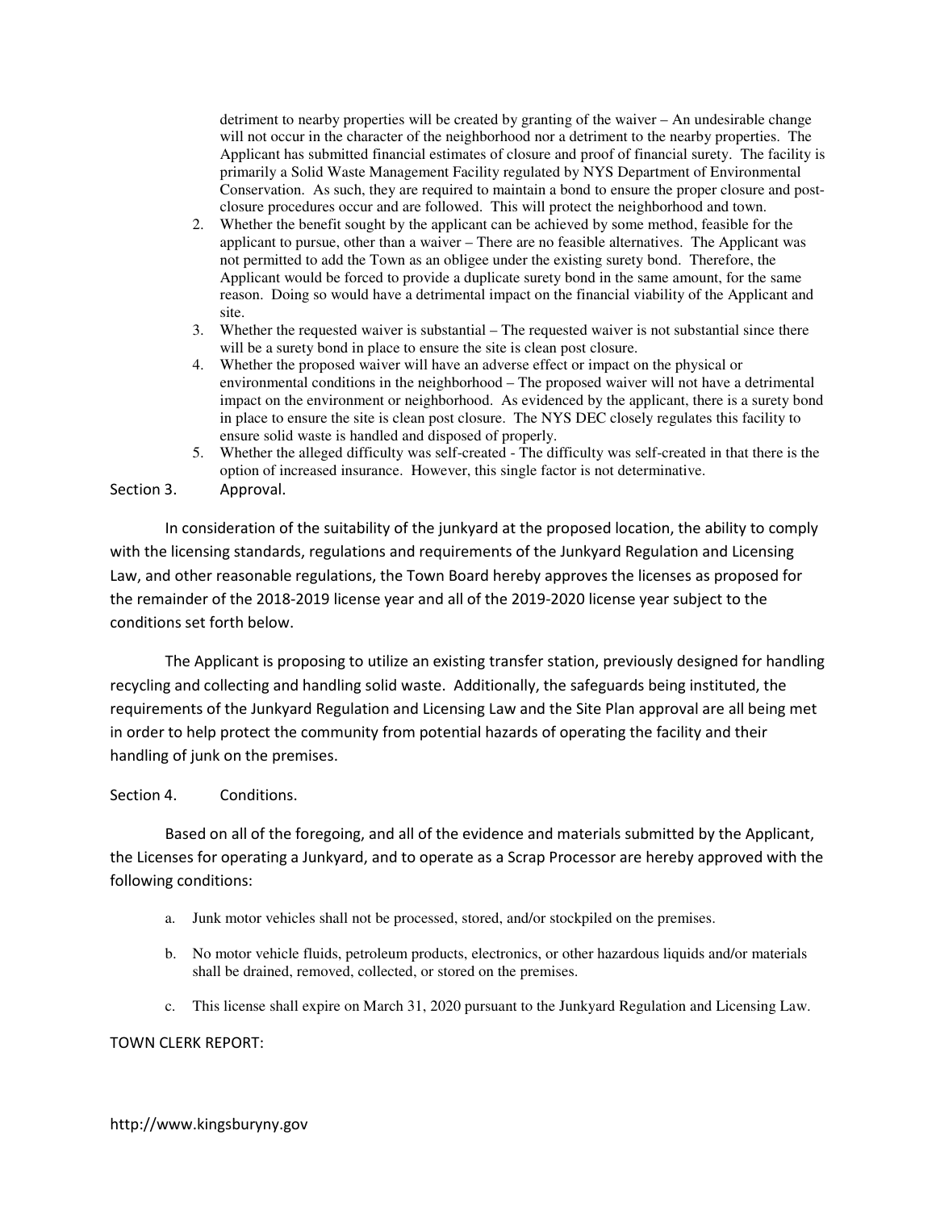detriment to nearby properties will be created by granting of the waiver – An undesirable change will not occur in the character of the neighborhood nor a detriment to the nearby properties. The Applicant has submitted financial estimates of closure and proof of financial surety. The facility is primarily a Solid Waste Management Facility regulated by NYS Department of Environmental Conservation. As such, they are required to maintain a bond to ensure the proper closure and post-closure procedures occur and are followed. This will protect the neighborhood and town.

2. Whether the benefit sought by the applicant can be achieved by some method, feasible for the applicant to pursue, other than a waiver – There are no feasible alternatives. The Applicant was not permitted to add the Town as an obligee under the existing surety bond. Therefore, the Applicant would be forced to provide a duplicate surety bond in the same amount, for the same reason. Doing so would have a detrimental impact on the financial viability of the Applicant and site.
3. Whether the requested waiver is substantial – The requested waiver is not substantial since there will be a surety bond in place to ensure the site is clean post closure.
4. Whether the proposed waiver will have an adverse effect or impact on the physical or environmental conditions in the neighborhood – The proposed waiver will not have a detrimental impact on the environment or neighborhood. As evidenced by the applicant, there is a surety bond in place to ensure the site is clean post closure. The NYS DEC closely regulates this facility to ensure solid waste is handled and disposed of properly.
5. Whether the alleged difficulty was self-created - The difficulty was self-created in that there is the option of increased insurance. However, this single factor is not determinative.

Section 3. Approval.

In consideration of the suitability of the junkyard at the proposed location, the ability to comply with the licensing standards, regulations and requirements of the Junkyard Regulation and Licensing Law, and other reasonable regulations, the Town Board hereby approves the licenses as proposed for the remainder of the 2018-2019 license year and all of the 2019-2020 license year subject to the conditions set forth below.

The Applicant is proposing to utilize an existing transfer station, previously designed for handling recycling and collecting and handling solid waste. Additionally, the safeguards being instituted, the requirements of the Junkyard Regulation and Licensing Law and the Site Plan approval are all being met in order to help protect the community from potential hazards of operating the facility and their handling of junk on the premises.

Section 4. Conditions.

Based on all of the foregoing, and all of the evidence and materials submitted by the Applicant, the Licenses for operating a Junkyard, and to operate as a Scrap Processor are hereby approved with the following conditions:

a. Junk motor vehicles shall not be processed, stored, and/or stockpiled on the premises.

b. No motor vehicle fluids, petroleum products, electronics, or other hazardous liquids and/or materials shall be drained, removed, collected, or stored on the premises.

c. This license shall expire on March 31, 2020 pursuant to the Junkyard Regulation and Licensing Law.

TOWN CLERK REPORT: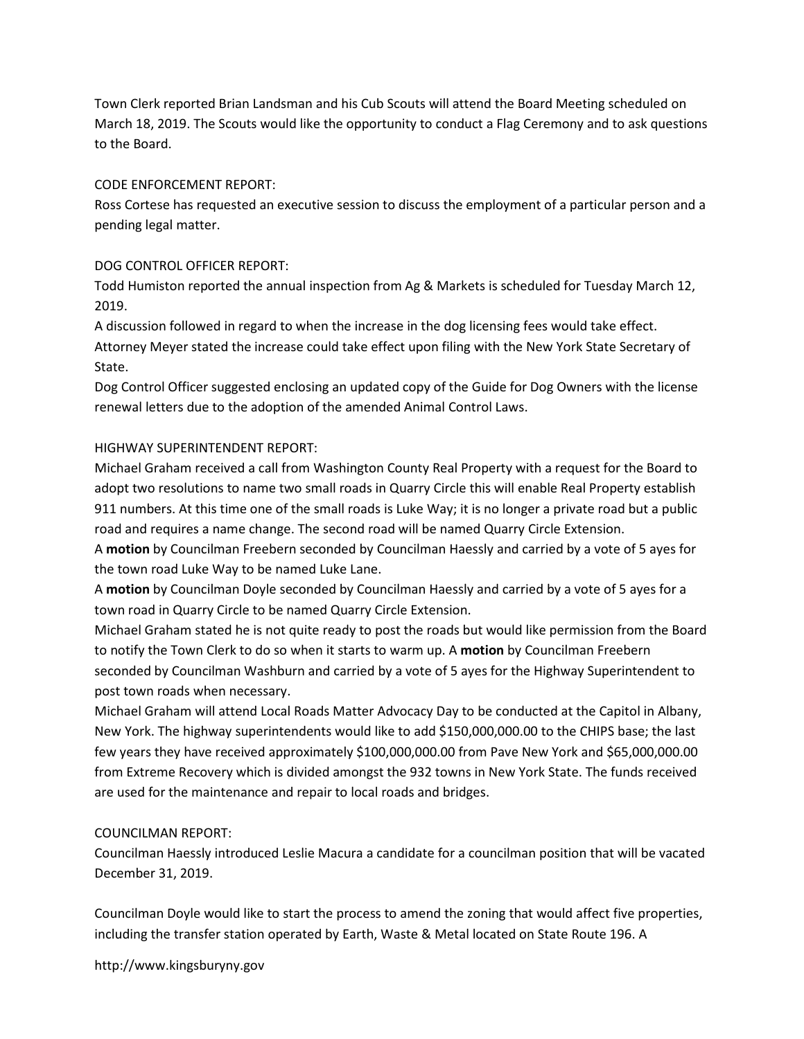Town Clerk reported Brian Landsman and his Cub Scouts will attend the Board Meeting scheduled on March 18, 2019. The Scouts would like the opportunity to conduct a Flag Ceremony and to ask questions to the Board.

CODE ENFORCEMENT REPORT:
Ross Cortese has requested an executive session to discuss the employment of a particular person and a pending legal matter.

DOG CONTROL OFFICER REPORT:
Todd Humiston reported the annual inspection from Ag & Markets is scheduled for Tuesday March 12, 2019.
A discussion followed in regard to when the increase in the dog licensing fees would take effect. Attorney Meyer stated the increase could take effect upon filing with the New York State Secretary of State.
Dog Control Officer suggested enclosing an updated copy of the Guide for Dog Owners with the license renewal letters due to the adoption of the amended Animal Control Laws.

HIGHWAY SUPERINTENDENT REPORT:
Michael Graham received a call from Washington County Real Property with a request for the Board to adopt two resolutions to name two small roads in Quarry Circle this will enable Real Property establish 911 numbers. At this time one of the small roads is Luke Way; it is no longer a private road but a public road and requires a name change. The second road will be named Quarry Circle Extension.
A **motion** by Councilman Freebern seconded by Councilman Haessly and carried by a vote of 5 ayes for the town road Luke Way to be named Luke Lane.
A **motion** by Councilman Doyle seconded by Councilman Haessly and carried by a vote of 5 ayes for a town road in Quarry Circle to be named Quarry Circle Extension.
Michael Graham stated he is not quite ready to post the roads but would like permission from the Board to notify the Town Clerk to do so when it starts to warm up. A **motion** by Councilman Freebern seconded by Councilman Washburn and carried by a vote of 5 ayes for the Highway Superintendent to post town roads when necessary.
Michael Graham will attend Local Roads Matter Advocacy Day to be conducted at the Capitol in Albany, New York. The highway superintendents would like to add $150,000,000.00 to the CHIPS base; the last few years they have received approximately $100,000,000.00 from Pave New York and $65,000,000.00 from Extreme Recovery which is divided amongst the 932 towns in New York State. The funds received are used for the maintenance and repair to local roads and bridges.

COUNCILMAN REPORT:
Councilman Haessly introduced Leslie Macura a candidate for a councilman position that will be vacated December 31, 2019.

Councilman Doyle would like to start the process to amend the zoning that would affect five properties, including the transfer station operated by Earth, Waste & Metal located on State Route 196. A

http://www.kingsburyny.gov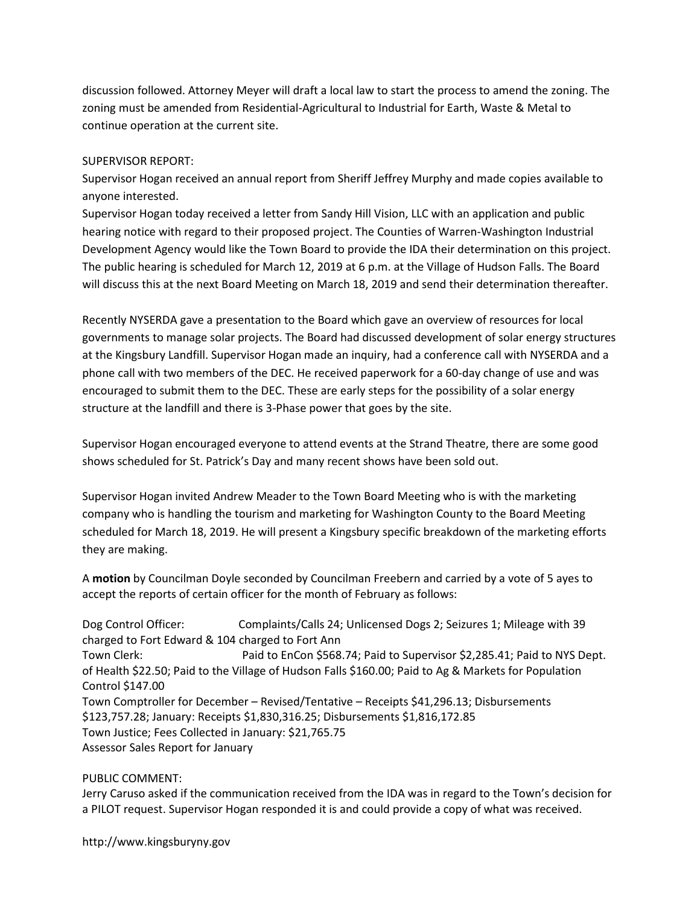discussion followed. Attorney Meyer will draft a local law to start the process to amend the zoning. The zoning must be amended from Residential-Agricultural to Industrial for Earth, Waste & Metal to continue operation at the current site.

SUPERVISOR REPORT:
Supervisor Hogan received an annual report from Sheriff Jeffrey Murphy and made copies available to anyone interested.
Supervisor Hogan today received a letter from Sandy Hill Vision, LLC with an application and public hearing notice with regard to their proposed project. The Counties of Warren-Washington Industrial Development Agency would like the Town Board to provide the IDA their determination on this project. The public hearing is scheduled for March 12, 2019 at 6 p.m. at the Village of Hudson Falls. The Board will discuss this at the next Board Meeting on March 18, 2019 and send their determination thereafter.

Recently NYSERDA gave a presentation to the Board which gave an overview of resources for local governments to manage solar projects. The Board had discussed development of solar energy structures at the Kingsbury Landfill. Supervisor Hogan made an inquiry, had a conference call with NYSERDA and a phone call with two members of the DEC. He received paperwork for a 60-day change of use and was encouraged to submit them to the DEC. These are early steps for the possibility of a solar energy structure at the landfill and there is 3-Phase power that goes by the site.

Supervisor Hogan encouraged everyone to attend events at the Strand Theatre, there are some good shows scheduled for St. Patrick's Day and many recent shows have been sold out.

Supervisor Hogan invited Andrew Meader to the Town Board Meeting who is with the marketing company who is handling the tourism and marketing for Washington County to the Board Meeting scheduled for March 18, 2019. He will present a Kingsbury specific breakdown of the marketing efforts they are making.

A **motion** by Councilman Doyle seconded by Councilman Freebern and carried by a vote of 5 ayes to accept the reports of certain officer for the month of February as follows:

Dog Control Officer: Complaints/Calls 24; Unlicensed Dogs 2; Seizures 1; Mileage with 39 charged to Fort Edward & 104 charged to Fort Ann
Town Clerk: Paid to EnCon $568.74; Paid to Supervisor $2,285.41; Paid to NYS Dept. of Health $22.50; Paid to the Village of Hudson Falls $160.00; Paid to Ag & Markets for Population Control $147.00
Town Comptroller for December – Revised/Tentative – Receipts $41,296.13; Disbursements $123,757.28; January: Receipts $1,830,316.25; Disbursements $1,816,172.85
Town Justice; Fees Collected in January: $21,765.75
Assessor Sales Report for January

PUBLIC COMMENT:
Jerry Caruso asked if the communication received from the IDA was in regard to the Town's decision for a PILOT request. Supervisor Hogan responded it is and could provide a copy of what was received.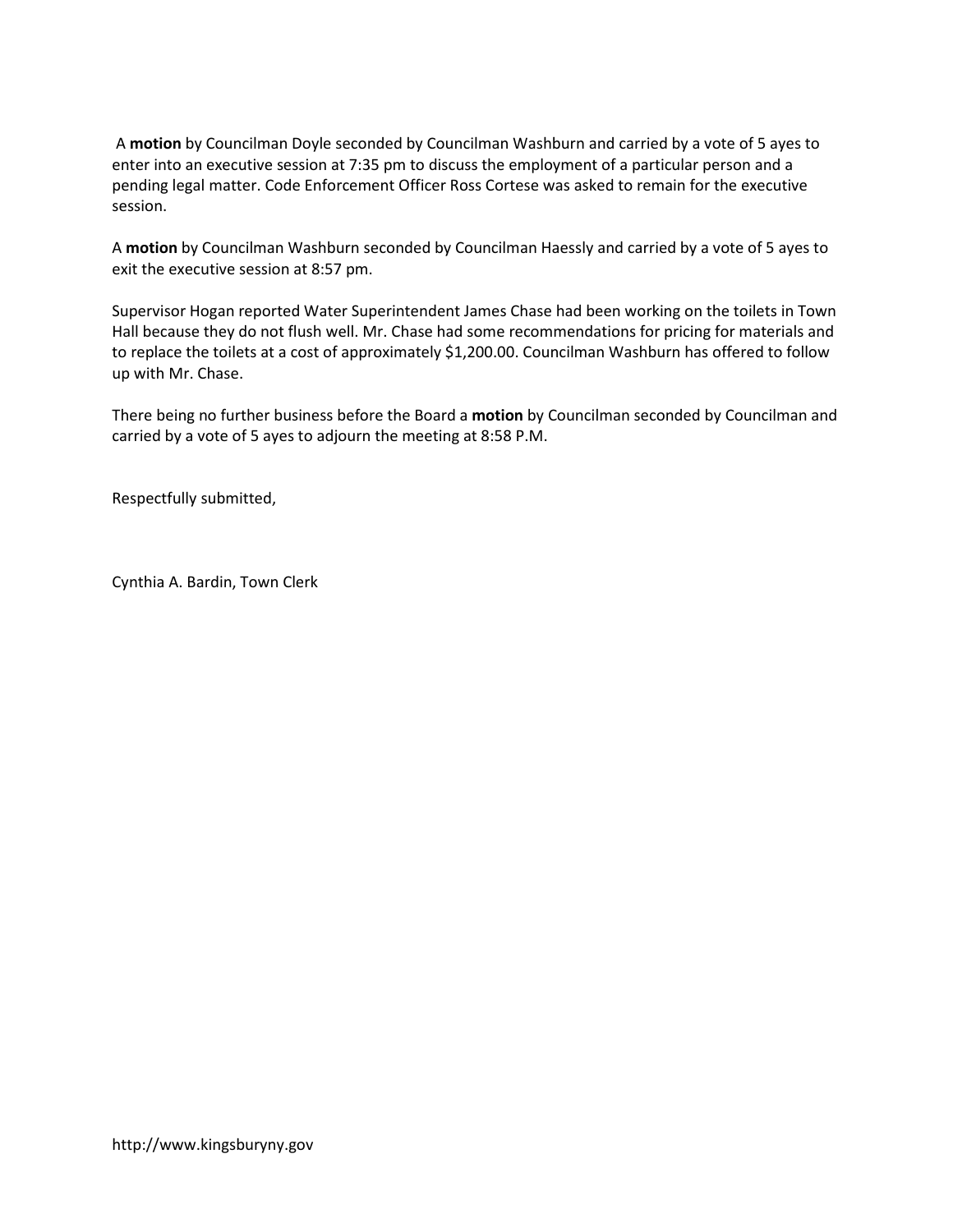A **motion** by Councilman Doyle seconded by Councilman Washburn and carried by a vote of 5 ayes to enter into an executive session at 7:35 pm to discuss the employment of a particular person and a pending legal matter. Code Enforcement Officer Ross Cortese was asked to remain for the executive session.

A **motion** by Councilman Washburn seconded by Councilman Haessly and carried by a vote of 5 ayes to exit the executive session at 8:57 pm.

Supervisor Hogan reported Water Superintendent James Chase had been working on the toilets in Town Hall because they do not flush well. Mr. Chase had some recommendations for pricing for materials and to replace the toilets at a cost of approximately $1,200.00. Councilman Washburn has offered to follow up with Mr. Chase.

There being no further business before the Board a **motion** by Councilman seconded by Councilman and carried by a vote of 5 ayes to adjourn the meeting at 8:58 P.M.

Respectfully submitted,

Cynthia A. Bardin, Town Clerk

http://www.kingsburyny.gov